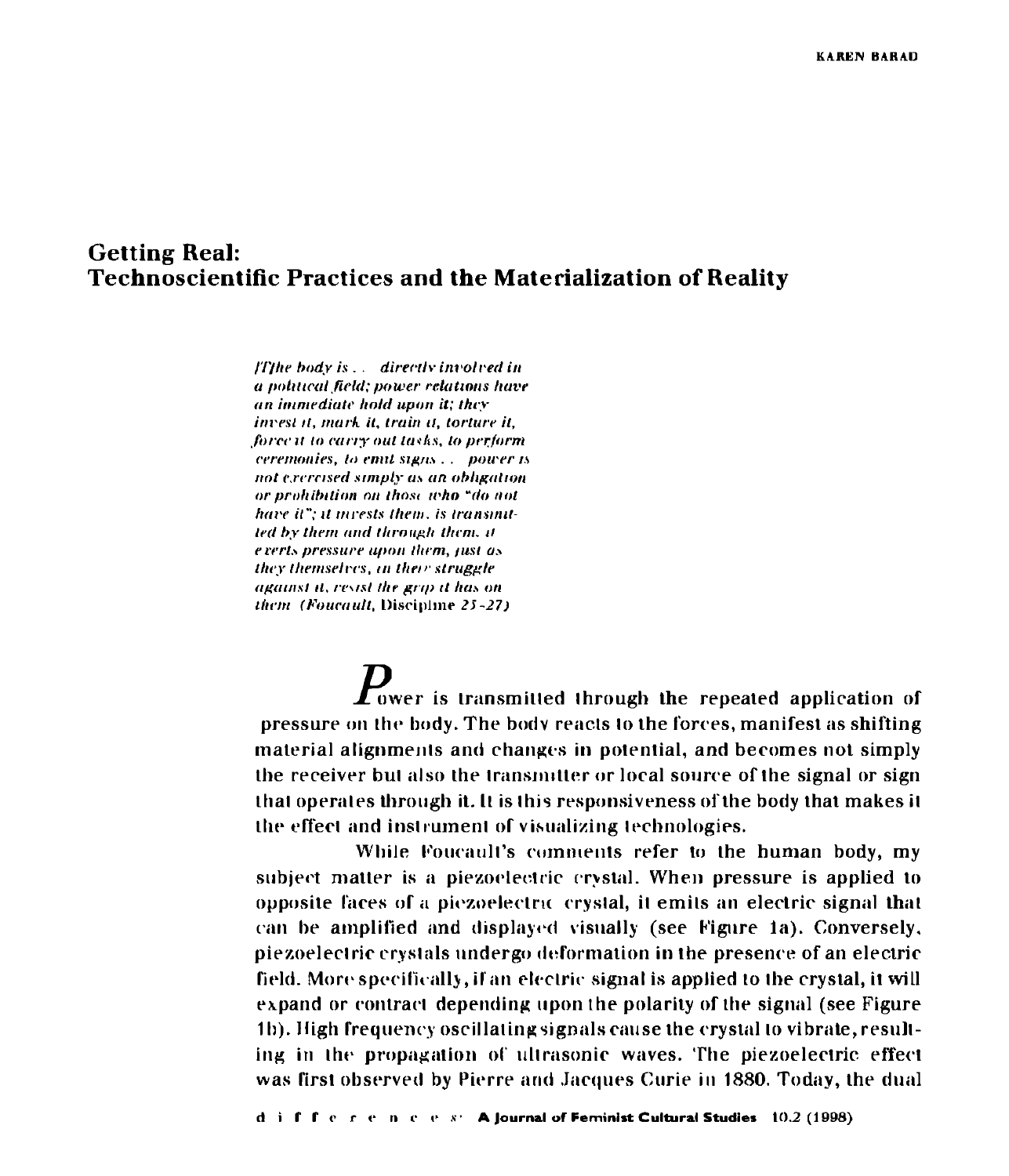# Getting Real:
# Technoscientific Practices and the Materialization of Reality

*[T]he body is . . . directly involved in a political field; power relations have an immediate hold upon it; they invest it, mark it, train it, torture it, force it to carry out tasks, to perform ceremonies, to emit signs . . . power is not exercised simply as an obligation or prohibition on those who "do not have it"; it invests them, is transmitted by them and through them; it exerts pressure upon them, just as they themselves, in their struggle against it, resist the grip it has on them (Foucault,* Discipline *25-27)*

**P**ower is transmitted through the repeated application of pressure on the body. The body reacts to the forces, manifest as shifting material alignments and changes in potential, and becomes not simply the receiver but also the transmitter or local source of the signal or sign that operates through it. It is this responsiveness of the body that makes it the effect and instrument of visualizing technologies.

While Foucault's comments refer to the human body, my subject matter is a piezoelectric crystal. When pressure is applied to opposite faces of a piezoelectric crystal, it emits an electric signal that can be amplified and displayed visually (see Figure 1a). Conversely, piezoelectric crystals undergo deformation in the presence of an electric field. More specifically, if an electric signal is applied to the crystal, it will expand or contract depending upon the polarity of the signal (see Figure 1b). High frequency oscillating signals cause the crystal to vibrate, resulting in the propagation of ultrasonic waves. The piezoelectric effect was first observed by Pierre and Jacques Curie in 1880. Today, the dual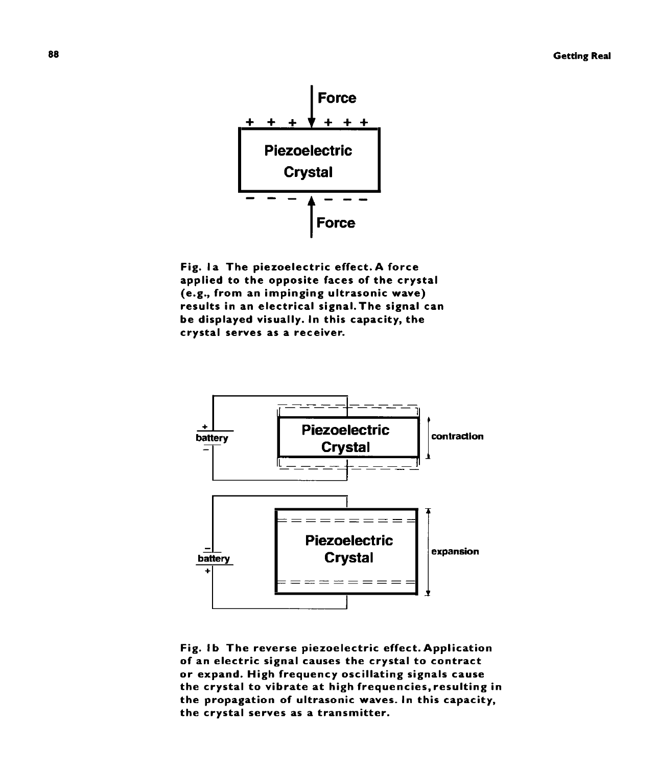Fig. 1a The piezoelectric effect. A force applied to the opposite faces of the crystal (e.g., from an impinging ultrasonic wave) results in an electrical signal. The signal can be displayed visually. In this capacity, the crystal serves as a receiver.

Fig. 1b The reverse piezoelectric effect. Application of an electric signal causes the crystal to contract or expand. High frequency oscillating signals cause the crystal to vibrate at high frequencies, resulting in the propagation of ultrasonic waves. In this capacity, the crystal serves as a transmitter.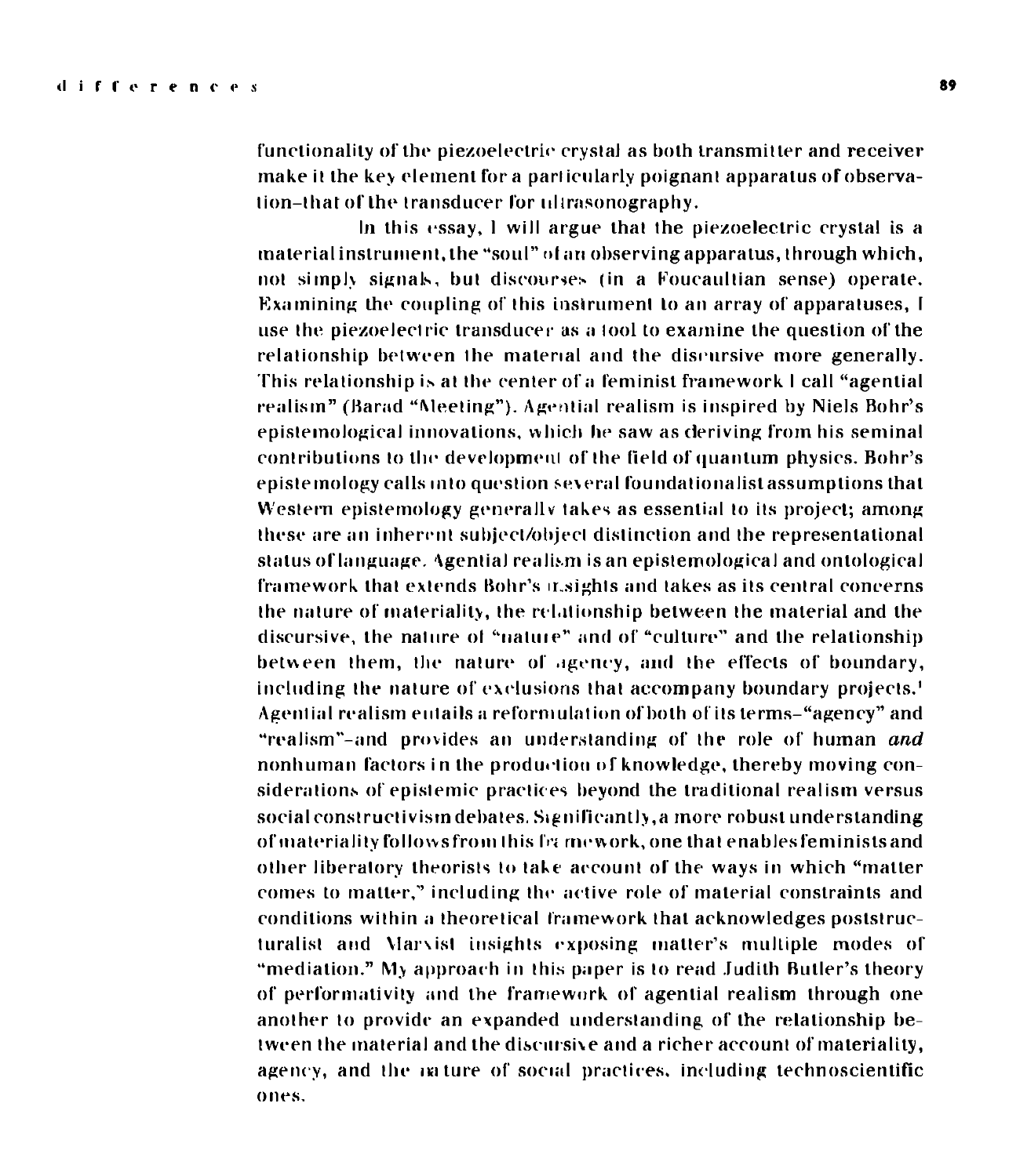functionality of the piezoelectric crystal as both transmitter and receiver make it the key element for a particularly poignant apparatus of observation–that of the transducer for ultrasonography.

In this essay, I will argue that the piezoelectric crystal is a material instrument, the "soul" of an observing apparatus, through which, not simply signals, but discourses (in a Foucaultian sense) operate. Examining the coupling of this instrument to an array of apparatuses, I use the piezoelectric transducer as a tool to examine the question of the relationship between the material and the discursive more generally. This relationship is at the center of a feminist framework I call "agential realism" (Barad "Meeting"). Agential realism is inspired by Niels Bohr's epistemological innovations, which he saw as deriving from his seminal contributions to the development of the field of quantum physics. Bohr's epistemology calls into question several foundationalist assumptions that Western epistemology generally takes as essential to its project; among these are an inherent subject/object distinction and the representational status of language. Agential realism is an epistemological and ontological framework that extends Bohr's insights and takes as its central concerns the nature of materiality, the relationship between the material and the discursive, the nature of "nature" and of "culture" and the relationship between them, the nature of agency, and the effects of boundary, including the nature of exclusions that accompany boundary projects.[1] Agential realism entails a reformulation of both of its terms–"agency" and "realism"–and provides an understanding of the role of human *and* nonhuman factors in the production of knowledge, thereby moving considerations of epistemic practices beyond the traditional realism versus social constructivism debates. Significantly, a more robust understanding of materiality follows from this framework, one that enables feminists and other liberatory theorists to take account of the ways in which "matter comes to matter," including the active role of material constraints and conditions within a theoretical framework that acknowledges poststructuralist and Marxist insights exposing matter's multiple modes of "mediation." My approach in this paper is to read Judith Butler's theory of performativity and the framework of agential realism through one another to provide an expanded understanding of the relationship between the material and the discursive and a richer account of materiality, agency, and the nature of social practices, including technoscientific ones.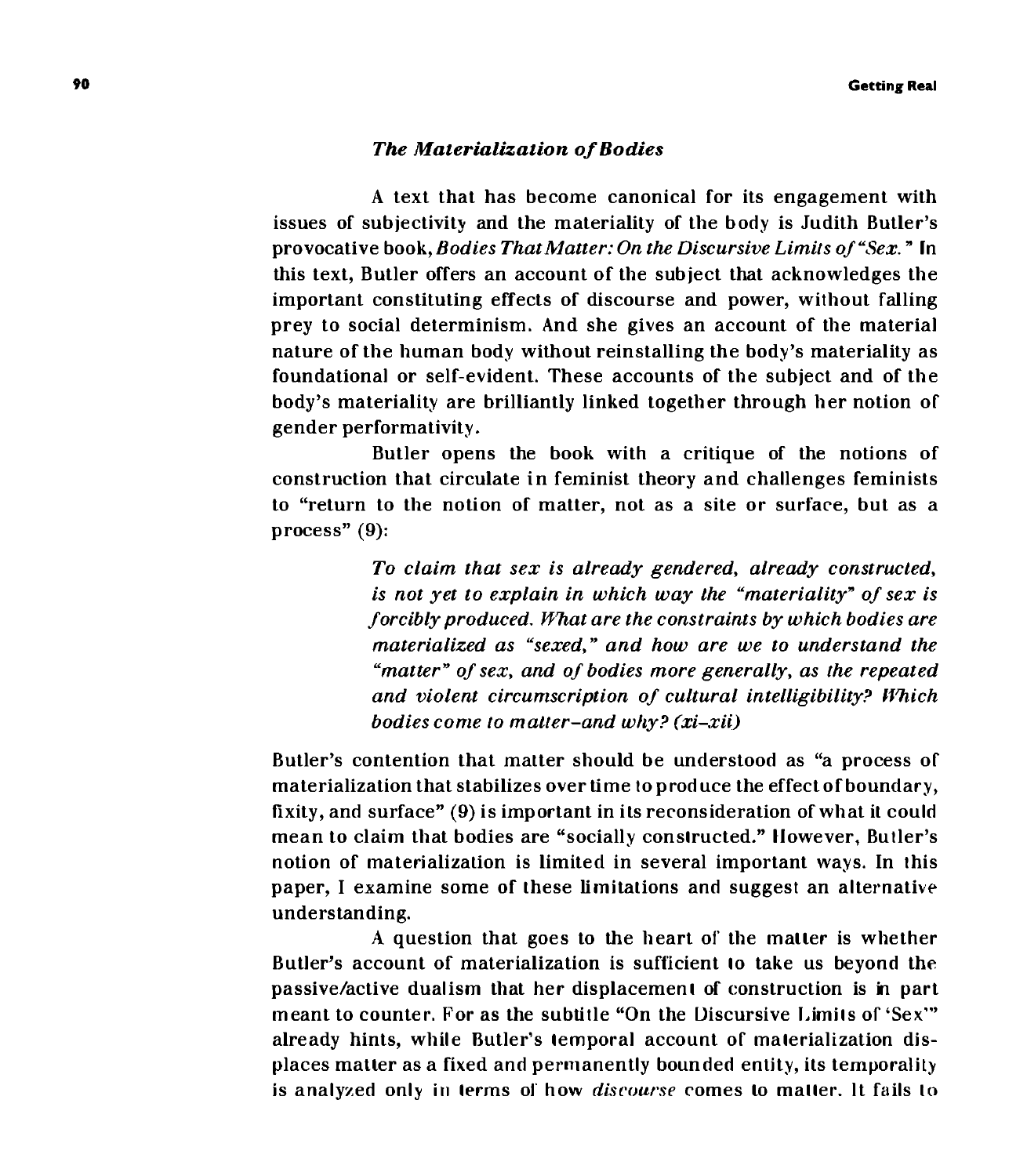### *The Materialization of Bodies*

A text that has become canonical for its engagement with issues of subjectivity and the materiality of the body is Judith Butler's provocative book, *Bodies That Matter: On the Discursive Limits of "Sex."* In this text, Butler offers an account of the subject that acknowledges the important constituting effects of discourse and power, without falling prey to social determinism. And she gives an account of the material nature of the human body without reinstalling the body's materiality as foundational or self-evident. These accounts of the subject and of the body's materiality are brilliantly linked together through her notion of gender performativity.

Butler opens the book with a critique of the notions of construction that circulate in feminist theory and challenges feminists to "return to the notion of matter, not as a site or surface, but as a process" (9):

> *To claim that sex is already gendered, already constructed, is not yet to explain in which way the "materiality" of sex is forcibly produced. What are the constraints by which bodies are materialized as "sexed," and how are we to understand the "matter" of sex, and of bodies more generally, as the repeated and violent circumscription of cultural intelligibility? Which bodies come to matter–and why? (xi–xii)*

Butler's contention that matter should be understood as "a process of materialization that stabilizes over time to produce the effect of boundary, fixity, and surface" (9) is important in its reconsideration of what it could mean to claim that bodies are "socially constructed." However, Butler's notion of materialization is limited in several important ways. In this paper, I examine some of these limitations and suggest an alternative understanding.

A question that goes to the heart of the matter is whether Butler's account of materialization is sufficient to take us beyond the passive/active dualism that her displacement of construction is in part meant to counter. For as the subtitle "On the Discursive Limits of 'Sex'" already hints, while Butler's temporal account of materialization displaces matter as a fixed and permanently bounded entity, its temporality is analyzed only in terms of how *discourse* comes to matter. It fails to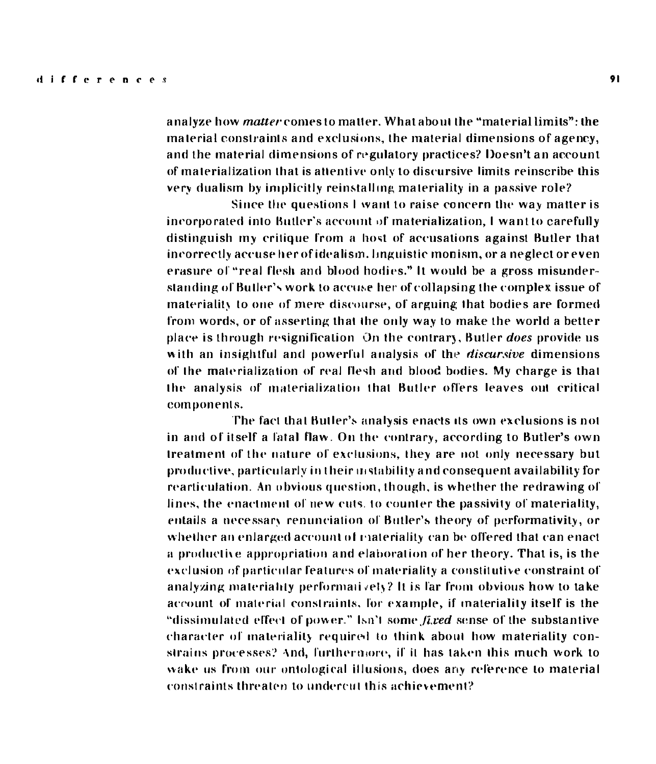analyze how *matter* comes to matter. What about the "material limits": the material constraints and exclusions, the material dimensions of agency, and the material dimensions of regulatory practices? Doesn't an account of materialization that is attentive only to discursive limits reinscribe this very dualism by implicitly reinstalling materiality in a passive role?

Since the questions I want to raise concern the way matter is incorporated into Butler's account of materialization, I want to carefully distinguish my critique from a host of accusations against Butler that incorrectly accuse her of idealism, linguistic monism, or a neglect or even erasure of "real flesh and blood bodies." It would be a gross misunderstanding of Butler's work to accuse her of collapsing the complex issue of materiality to one of mere discourse, of arguing that bodies are formed from words, or of asserting that the only way to make the world a better place is through resignification. On the contrary, Butler *does* provide us with an insightful and powerful analysis of the *discursive* dimensions of the materialization of real flesh and blood bodies. My charge is that the analysis of materialization that Butler offers leaves out critical components.

The fact that Butler's analysis enacts its own exclusions is not in and of itself a fatal flaw. On the contrary, according to Butler's own treatment of the nature of exclusions, they are not only necessary but productive, particularly in their instability and consequent availability for rearticulation. An obvious question, though, is whether the redrawing of lines, the enactment of new cuts, to counter the passivity of materiality, entails a necessary renunciation of Butler's theory of performativity, or whether an enlarged account of materiality can be offered that can enact a productive appropriation and elaboration of her theory. That is, is the exclusion of particular features of materiality a constitutive constraint of analyzing materiality performatively? It is far from obvious how to take account of material constraints, for example, if materiality itself is the "dissimulated effect of power." Isn't some *fixed* sense of the substantive character of materiality required to think about how materiality constrains processes? And, furthermore, if it has taken this much work to wake us from our ontological illusions, does any reference to material constraints threaten to undercut this achievement?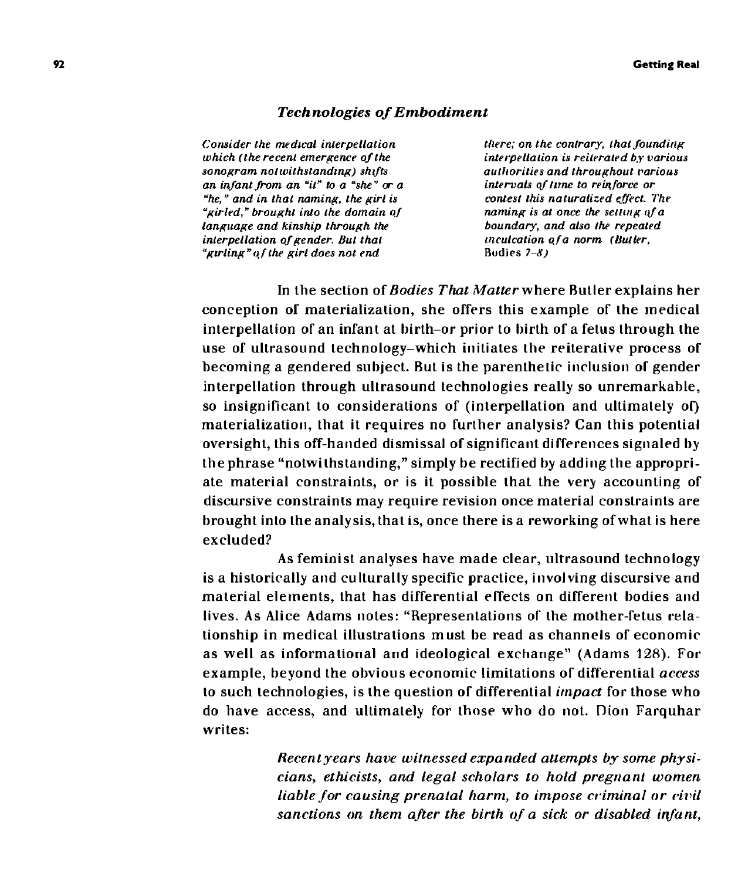### *Technologies of Embodiment*

> *Consider the medical interpellation which (the recent emergence of the sonogram notwithstanding) shifts an infant from an "it" to a "she" or a "he," and in that naming, the girl is "girled," brought into the domain of language and kinship through the interpellation of gender. But that "girling" of the girl does not end there; on the contrary, that founding interpellation is reiterated by various authorities and throughout various intervals of time to reinforce or contest this naturalized effect. The naming is at once the setting of a boundary, and also the repeated inculcation of a norm* (Butler, Bodies 7–8)

In the section of *Bodies That Matter* where Butler explains her conception of materialization, she offers this example of the medical interpellation of an infant at birth–or prior to birth of a fetus through the use of ultrasound technology–which initiates the reiterative process of becoming a gendered subject. But is the parenthetic inclusion of gender interpellation through ultrasound technologies really so unremarkable, so insignificant to considerations of (interpellation and ultimately of) materialization, that it requires no further analysis? Can this potential oversight, this off-handed dismissal of significant differences signaled by the phrase "notwithstanding," simply be rectified by adding the appropriate material constraints, or is it possible that the very accounting of discursive constraints may require revision once material constraints are brought into the analysis, that is, once there is a reworking of what is here excluded?

As feminist analyses have made clear, ultrasound technology is a historically and culturally specific practice, involving discursive and material elements, that has differential effects on different bodies and lives. As Alice Adams notes: "Representations of the mother-fetus relationship in medical illustrations must be read as channels of economic as well as informational and ideological exchange" (Adams 128). For example, beyond the obvious economic limitations of differential *access* to such technologies, is the question of differential *impact* for those who do have access, and ultimately for those who do not. Dion Farquhar writes:

> *Recent years have witnessed expanded attempts by some physicians, ethicists, and legal scholars to hold pregnant women liable for causing prenatal harm, to impose criminal or civil sanctions on them after the birth of a sick or disabled infant,*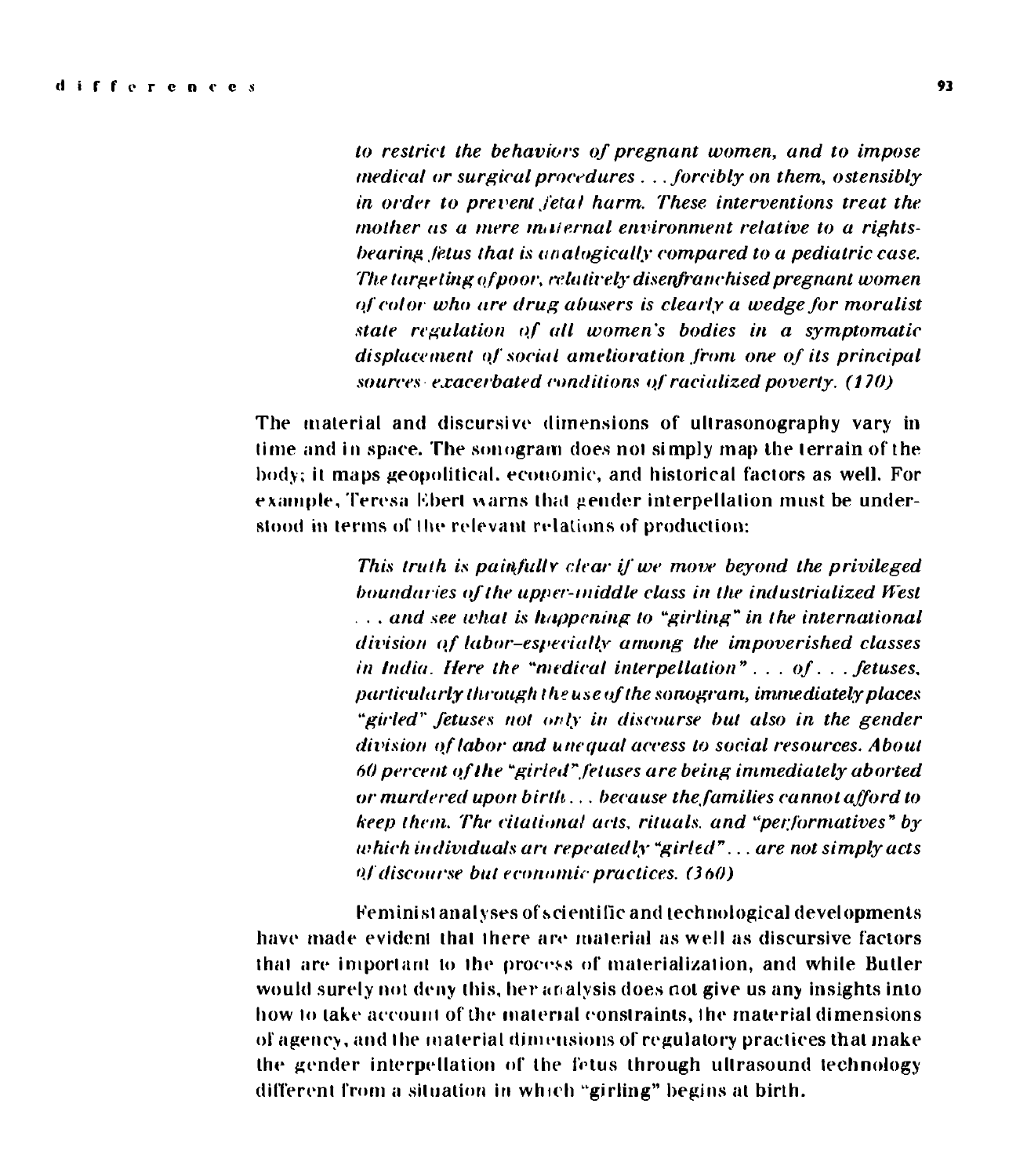> *to restrict the behaviors of pregnant women, and to impose medical or surgical procedures . . . forcibly on them, ostensibly in order to prevent fetal harm. These interventions treat the mother as a mere maternal environment relative to a rights-bearing fetus that is analogically compared to a pediatric case. The targeting of poor, relatively disenfranchised pregnant women of color who are drug abusers is clearly a wedge for moralist state regulation of all women's bodies in a symptomatic displacement of social amelioration from one of its principal sources exacerbated conditions of racialized poverty. (170)*

The material and discursive dimensions of ultrasonography vary in time and in space. The sonogram does not simply map the terrain of the body; it maps geopolitical, economic, and historical factors as well. For example, Teresa Ebert warns that gender interpellation must be understood in terms of the relevant relations of production:

> *This truth is painfully clear if we move beyond the privileged boundaries of the upper-middle class in the industrialized West . . . and see what is happening to "girling" in the international division of labor–especially among the impoverished classes in India. Here the "medical interpellation" . . . of . . . fetuses, particularly through the use of the sonogram, immediately places "girled" fetuses not only in discourse but also in the gender division of labor and unequal access to social resources. About 60 percent of the "girled" fetuses are being immediately aborted or murdered upon birth . . . because the families cannot afford to keep them. The citational acts, rituals, and "performatives" by which individuals are repeatedly "girled" . . . are not simply acts of discourse but economic practices. (360)*

Feminist analyses of scientific and technological developments have made evident that there are material as well as discursive factors that are important to the process of materialization, and while Butler would surely not deny this, her analysis does not give us any insights into how to take account of the material constraints, the material dimensions of agency, and the material dimensions of regulatory practices that make the gender interpellation of the fetus through ultrasound technology different from a situation in which "girling" begins at birth.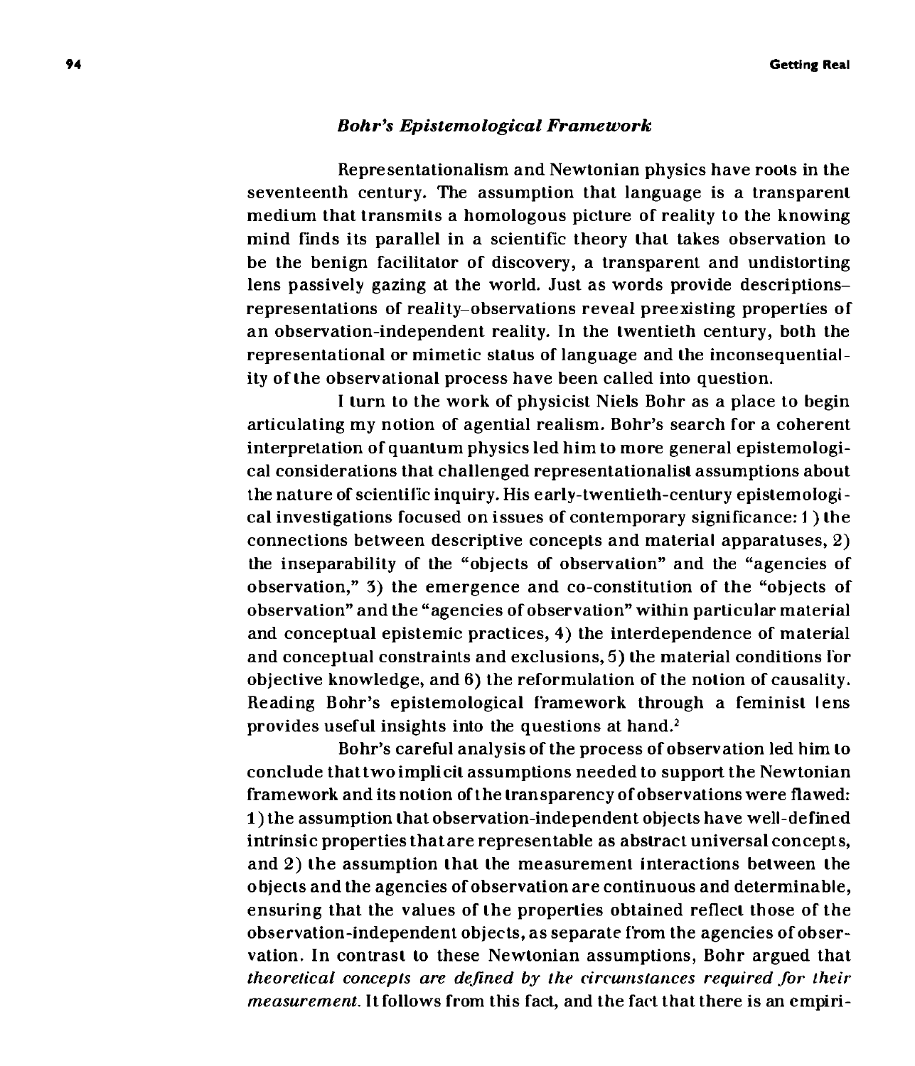### *Bohr's Epistemological Framework*

Representationalism and Newtonian physics have roots in the seventeenth century. The assumption that language is a transparent medium that transmits a homologous picture of reality to the knowing mind finds its parallel in a scientific theory that takes observation to be the benign facilitator of discovery, a transparent and undistorting lens passively gazing at the world. Just as words provide descriptions–representations of reality–observations reveal preexisting properties of an observation-independent reality. In the twentieth century, both the representational or mimetic status of language and the inconsequentiality of the observational process have been called into question.

I turn to the work of physicist Niels Bohr as a place to begin articulating my notion of agential realism. Bohr's search for a coherent interpretation of quantum physics led him to more general epistemological considerations that challenged representationalist assumptions about the nature of scientific inquiry. His early-twentieth-century epistemological investigations focused on issues of contemporary significance: 1) the connections between descriptive concepts and material apparatuses, 2) the inseparability of the "objects of observation" and the "agencies of observation," 3) the emergence and co-constitution of the "objects of observation" and the "agencies of observation" within particular material and conceptual epistemic practices, 4) the interdependence of material and conceptual constraints and exclusions, 5) the material conditions for objective knowledge, and 6) the reformulation of the notion of causality. Reading Bohr's epistemological framework through a feminist lens provides useful insights into the questions at hand.[2]

Bohr's careful analysis of the process of observation led him to conclude that two implicit assumptions needed to support the Newtonian framework and its notion of the transparency of observations were flawed: 1) the assumption that observation-independent objects have well-defined intrinsic properties that are representable as abstract universal concepts, and 2) the assumption that the measurement interactions between the objects and the agencies of observation are continuous and determinable, ensuring that the values of the properties obtained reflect those of the observation-independent objects, as separate from the agencies of observation. In contrast to these Newtonian assumptions, Bohr argued that *theoretical concepts are defined by the circumstances required for their measurement.* It follows from this fact, and the fact that there is an empiri-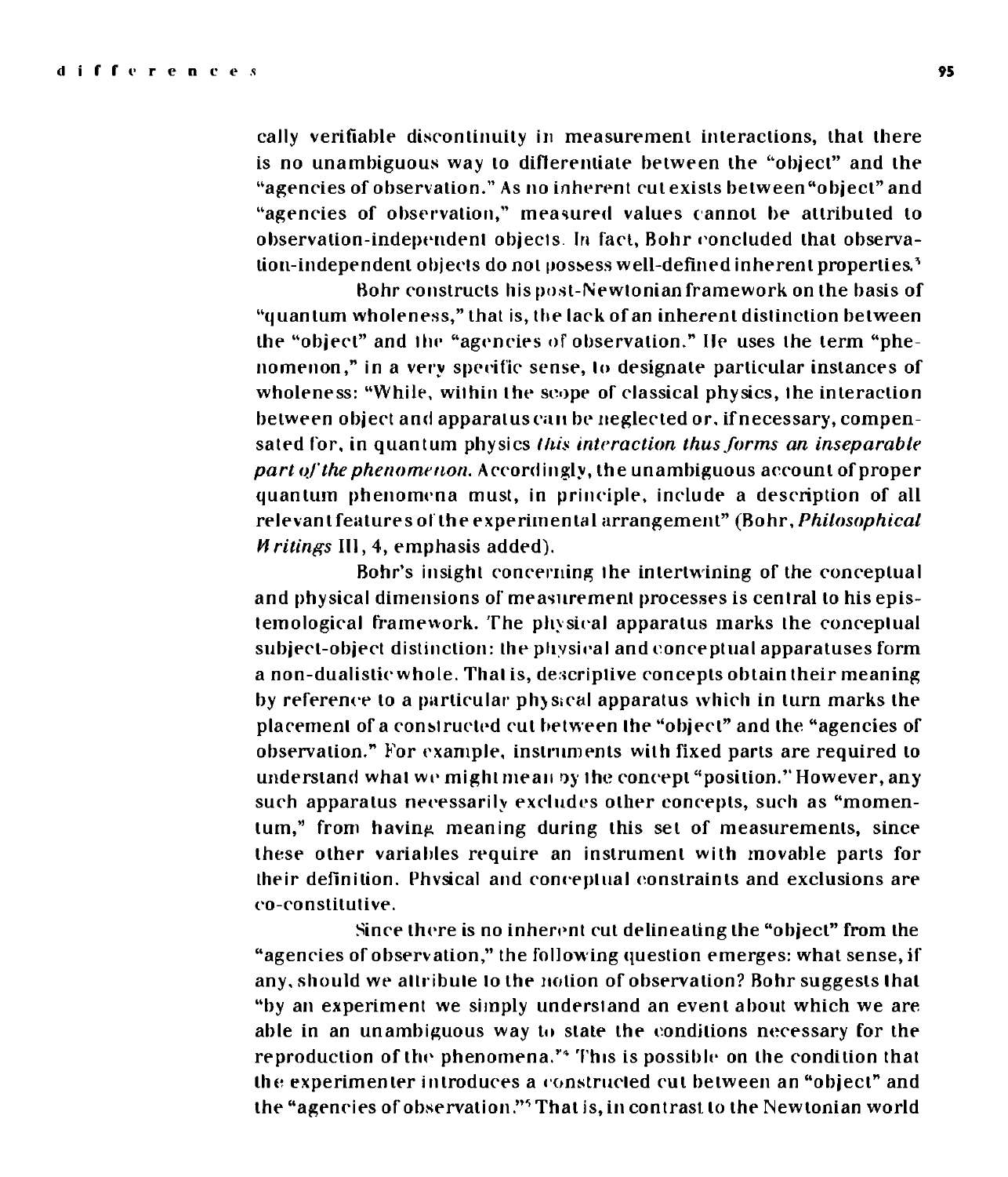cally verifiable discontinuity in measurement interactions, that there is no unambiguous way to differentiate between the "object" and the "agencies of observation." As no inherent cut exists between "object" and "agencies of observation," measured values cannot be attributed to observation-independent objects. In fact, Bohr concluded that observation-independent objects do not possess well-defined inherent properties.[3]

Bohr constructs his post-Newtonian framework on the basis of "quantum wholeness," that is, the lack of an inherent distinction between the "object" and the "agencies of observation." He uses the term "phenomenon," in a very specific sense, to designate particular instances of wholeness: "While, within the scope of classical physics, the interaction between object and apparatus can be neglected or, if necessary, compensated for, in quantum physics *this interaction thus forms an inseparable part of the phenomenon*. Accordingly, the unambiguous account of proper quantum phenomena must, in principle, include a description of all relevant features of the experimental arrangement" (Bohr, *Philosophical Writings* III, 4, emphasis added).

Bohr's insight concerning the intertwining of the conceptual and physical dimensions of measurement processes is central to his epistemological framework. The physical apparatus marks the conceptual subject-object distinction: the physical and conceptual apparatuses form a non-dualistic whole. That is, descriptive concepts obtain their meaning by reference to a particular physical apparatus which in turn marks the placement of a constructed cut between the "object" and the "agencies of observation." For example, instruments with fixed parts are required to understand what we might mean by the concept "position." However, any such apparatus necessarily excludes other concepts, such as "momentum," from having meaning during this set of measurements, since these other variables require an instrument with movable parts for their definition. Physical and conceptual constraints and exclusions are co-constitutive.

Since there is no inherent cut delineating the "object" from the "agencies of observation," the following question emerges: what sense, if any, should we attribute to the notion of observation? Bohr suggests that "by an experiment we simply understand an event about which we are able in an unambiguous way to state the conditions necessary for the reproduction of the phenomena."[4] This is possible on the condition that the experimenter introduces a constructed cut between an "object" and the "agencies of observation."[5] That is, in contrast to the Newtonian world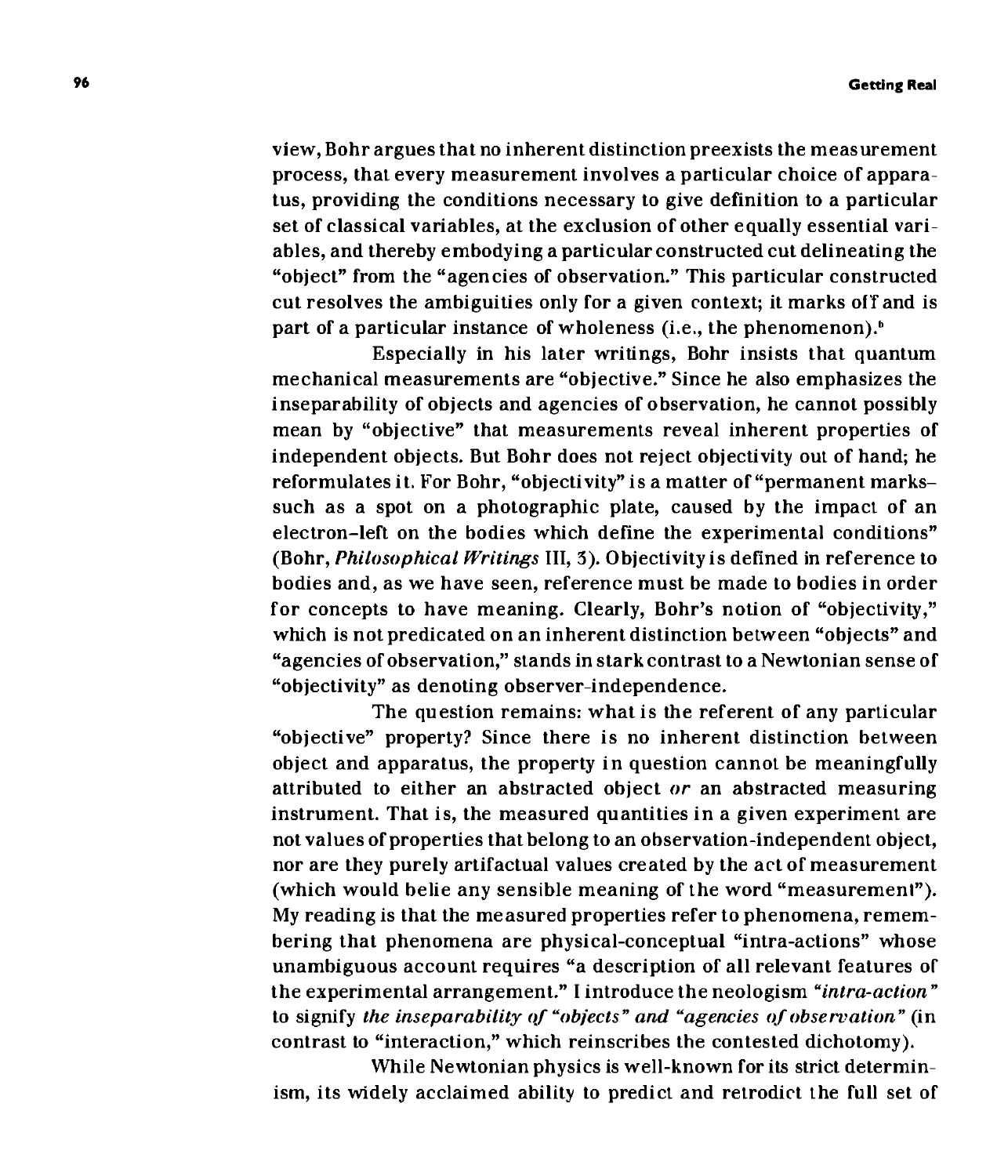view, Bohr argues that no inherent distinction preexists the measurement process, that every measurement involves a particular choice of apparatus, providing the conditions necessary to give definition to a particular set of classical variables, at the exclusion of other equally essential variables, and thereby embodying a particular constructed cut delineating the "object" from the "agencies of observation." This particular constructed cut resolves the ambiguities only for a given context; it marks off and is part of a particular instance of wholeness (i.e., the phenomenon).[6]

Especially in his later writings, Bohr insists that quantum mechanical measurements are "objective." Since he also emphasizes the inseparability of objects and agencies of observation, he cannot possibly mean by "objective" that measurements reveal inherent properties of independent objects. But Bohr does not reject objectivity out of hand; he reformulates it. For Bohr, "objectivity" is a matter of "permanent marks–such as a spot on a photographic plate, caused by the impact of an electron–left on the bodies which define the experimental conditions" (Bohr, *Philosophical Writings* III, 3). Objectivity is defined in reference to bodies and, as we have seen, reference must be made to bodies in order for concepts to have meaning. Clearly, Bohr's notion of "objectivity," which is not predicated on an inherent distinction between "objects" and "agencies of observation," stands in stark contrast to a Newtonian sense of "objectivity" as denoting observer-independence.

The question remains: what is the referent of any particular "objective" property? Since there is no inherent distinction between object and apparatus, the property in question cannot be meaningfully attributed to either an abstracted object *or* an abstracted measuring instrument. That is, the measured quantities in a given experiment are not values of properties that belong to an observation-independent object, nor are they purely artifactual values created by the act of measurement (which would belie any sensible meaning of the word "measurement"). My reading is that the measured properties refer to phenomena, remembering that phenomena are physical-conceptual "intra-actions" whose unambiguous account requires "a description of all relevant features of the experimental arrangement." I introduce the neologism *"intra-action"* to signify *the inseparability of "objects" and "agencies of observation"* (in contrast to "interaction," which reinscribes the contested dichotomy).

While Newtonian physics is well-known for its strict determinism, its widely acclaimed ability to predict and retrodict the full set of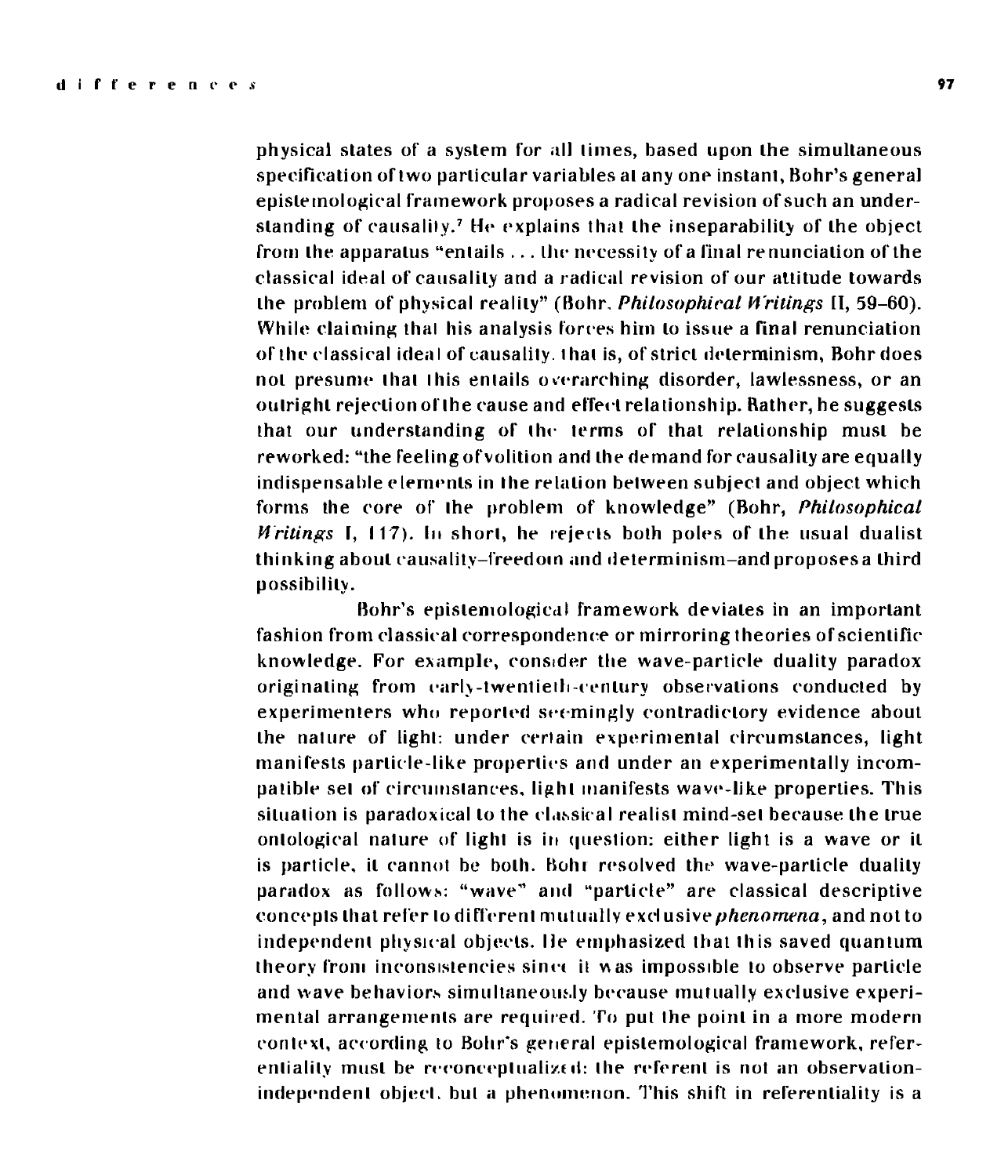physical states of a system for all times, based upon the simultaneous specification of two particular variables at any one instant, Bohr's general epistemological framework proposes a radical revision of such an understanding of causality.[7] He explains that the inseparability of the object from the apparatus "entails . . . the necessity of a final renunciation of the classical ideal of causality and a radical revision of our attitude towards the problem of physical reality" (Bohr, *Philosophical Writings* II, 59–60). While claiming that his analysis forces him to issue a final renunciation of the classical ideal of causality, that is, of strict determinism, Bohr does not presume that this entails overarching disorder, lawlessness, or an outright rejection of the cause and effect relationship. Rather, he suggests that our understanding of the terms of that relationship must be reworked: "the feeling of volition and the demand for causality are equally indispensable elements in the relation between subject and object which forms the core of the problem of knowledge" (Bohr, *Philosophical Writings* I, 117). In short, he rejects both poles of the usual dualist thinking about causality–freedom and determinism–and proposes a third possibility.

Bohr's epistemological framework deviates in an important fashion from classical correspondence or mirroring theories of scientific knowledge. For example, consider the wave-particle duality paradox originating from early-twentieth-century observations conducted by experimenters who reported seemingly contradictory evidence about the nature of light: under certain experimental circumstances, light manifests particle-like properties and under an experimentally incompatible set of circumstances, light manifests wave-like properties. This situation is paradoxical to the classical realist mind-set because the true ontological nature of light is in question: either light is a wave or it is particle, it cannot be both. Bohr resolved the wave-particle duality paradox as follows: "wave" and "particle" are classical descriptive concepts that refer to different mutually exclusive *phenomena*, and not to independent physical objects. He emphasized that this saved quantum theory from inconsistencies since it was impossible to observe particle and wave behaviors simultaneously because mutually exclusive experimental arrangements are required. To put the point in a more modern context, according to Bohr's general epistemological framework, referentiality must be reconceptualized: the referent is not an observation-independent object, but a phenomenon. This shift in referentiality is a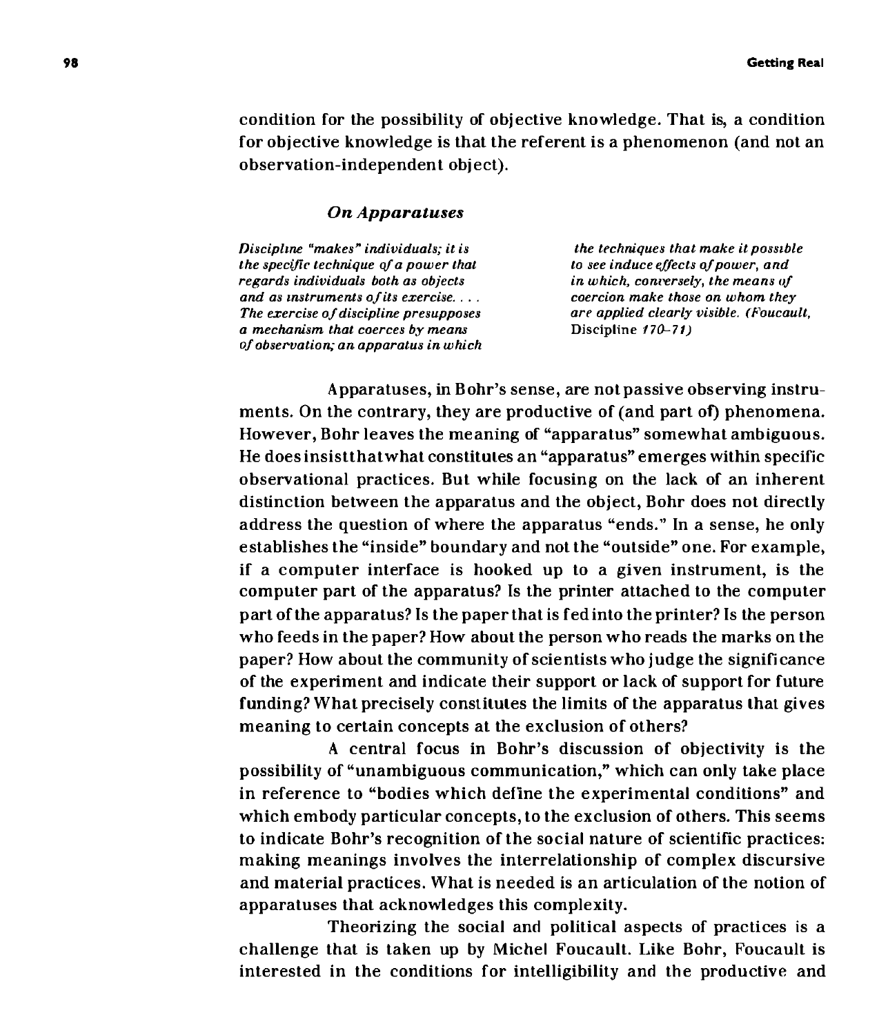condition for the possibility of objective knowledge. That is, a condition for objective knowledge is that the referent is a phenomenon (and not an observation-independent object).

### *On Apparatuses*

> *Discipline "makes" individuals; it is the specific technique of a power that regards individuals both as objects and as instruments of its exercise. . . . The exercise of discipline presupposes a mechanism that coerces by means of observation; an apparatus in which the techniques that make it possible to see induce effects of power, and in which, conversely, the means of coercion make those on whom they are applied clearly visible.* (Foucault, Discipline *170–71*)

Apparatuses, in Bohr's sense, are not passive observing instruments. On the contrary, they are productive of (and part of) phenomena. However, Bohr leaves the meaning of "apparatus" somewhat ambiguous. He does insist that what constitutes an "apparatus" emerges within specific observational practices. But while focusing on the lack of an inherent distinction between the apparatus and the object, Bohr does not directly address the question of where the apparatus "ends." In a sense, he only establishes the "inside" boundary and not the "outside" one. For example, if a computer interface is hooked up to a given instrument, is the computer part of the apparatus? Is the printer attached to the computer part of the apparatus? Is the paper that is fed into the printer? Is the person who feeds in the paper? How about the person who reads the marks on the paper? How about the community of scientists who judge the significance of the experiment and indicate their support or lack of support for future funding? What precisely constitutes the limits of the apparatus that gives meaning to certain concepts at the exclusion of others?

A central focus in Bohr's discussion of objectivity is the possibility of "unambiguous communication," which can only take place in reference to "bodies which define the experimental conditions" and which embody particular concepts, to the exclusion of others. This seems to indicate Bohr's recognition of the social nature of scientific practices: making meanings involves the interrelationship of complex discursive and material practices. What is needed is an articulation of the notion of apparatuses that acknowledges this complexity.

Theorizing the social and political aspects of practices is a challenge that is taken up by Michel Foucault. Like Bohr, Foucault is interested in the conditions for intelligibility and the productive and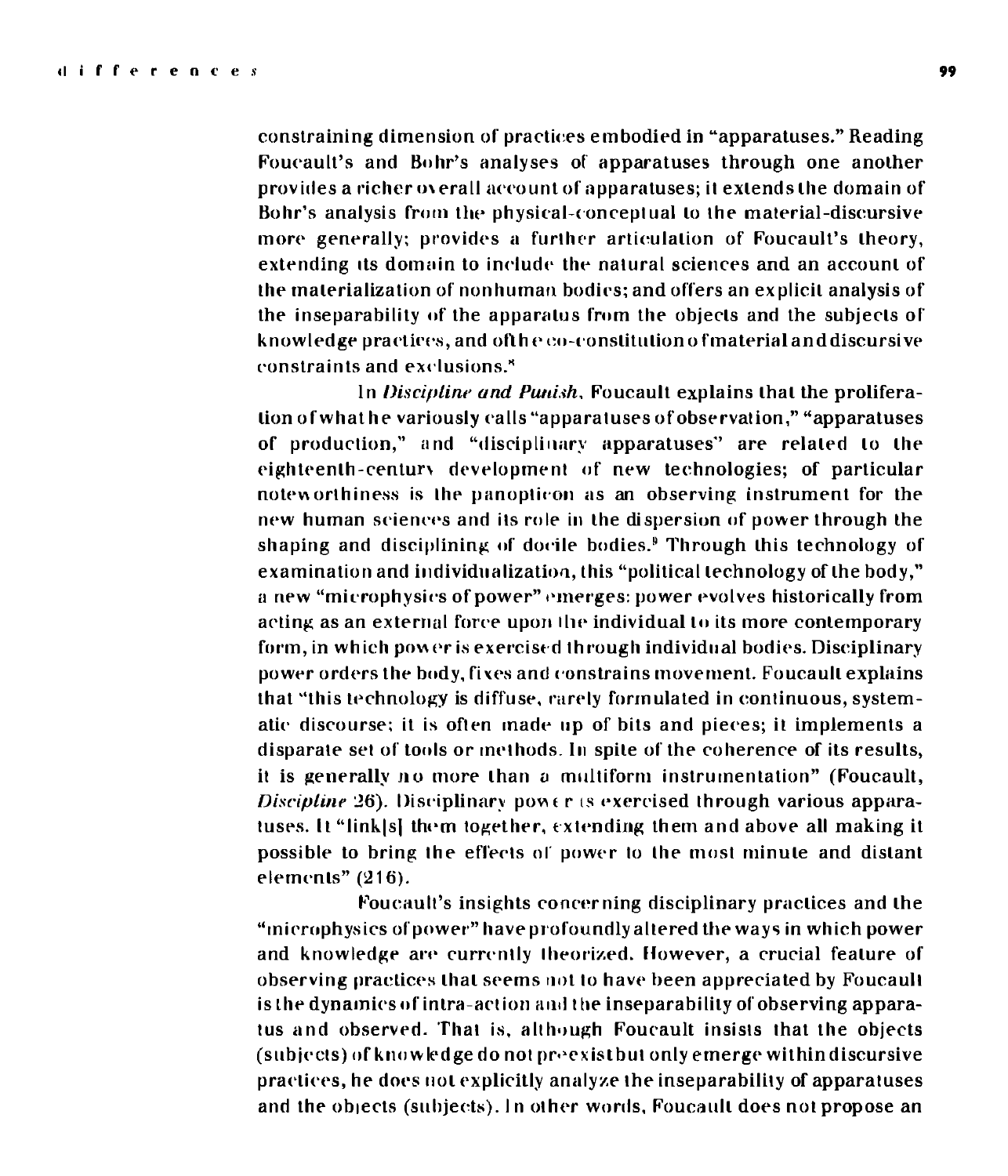constraining dimension of practices embodied in "apparatuses." Reading Foucault's and Bohr's analyses of apparatuses through one another provides a richer overall account of apparatuses; it extends the domain of Bohr's analysis from the physical-conceptual to the material-discursive more generally; provides a further articulation of Foucault's theory, extending its domain to include the natural sciences and an account of the materialization of nonhuman bodies; and offers an explicit analysis of the inseparability of the apparatus from the objects and the subjects of knowledge practices, and of the co-constitution of material and discursive constraints and exclusions.[8]

In *Discipline and Punish*, Foucault explains that the proliferation of what he variously calls "apparatuses of observation," "apparatuses of production," and "disciplinary apparatuses" are related to the eighteenth-century development of new technologies; of particular noteworthiness is the panopticon as an observing instrument for the new human sciences and its role in the dispersion of power through the shaping and disciplining of docile bodies.[9] Through this technology of examination and individualization, this "political technology of the body," a new "microphysics of power" emerges: power evolves historically from acting as an external force upon the individual to its more contemporary form, in which power is exercised through individual bodies. Disciplinary power orders the body, fixes and constrains movement. Foucault explains that "this technology is diffuse, rarely formulated in continuous, systematic discourse; it is often made up of bits and pieces; it implements a disparate set of tools or methods. In spite of the coherence of its results, it is generally no more than a multiform instrumentation" (Foucault, *Discipline* 26). Disciplinary power is exercised through various apparatuses. It "link[s] them together, extending them and above all making it possible to bring the effects of power to the most minute and distant elements" (216).

Foucault's insights concerning disciplinary practices and the "microphysics of power" have profoundly altered the ways in which power and knowledge are currently theorized. However, a crucial feature of observing practices that seems not to have been appreciated by Foucault is the dynamics of intra-action and the inseparability of observing apparatus and observed. That is, although Foucault insists that the objects (subjects) of knowledge do not preexist but only emerge within discursive practices, he does not explicitly analyze the inseparability of apparatuses and the objects (subjects). In other words, Foucault does not propose an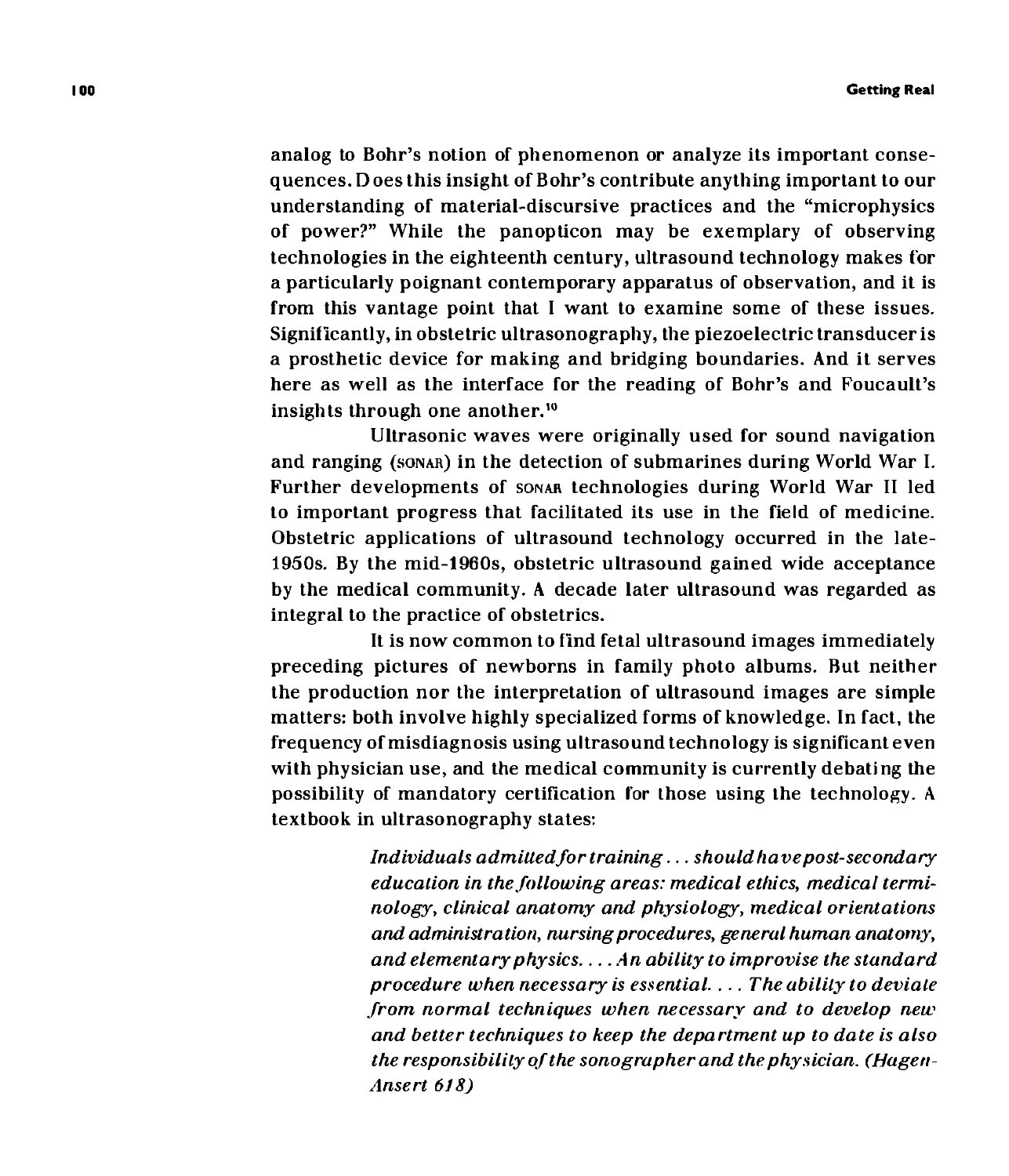analog to Bohr's notion of phenomenon or analyze its important consequences. Does this insight of Bohr's contribute anything important to our understanding of material-discursive practices and the "microphysics of power?" While the panopticon may be exemplary of observing technologies in the eighteenth century, ultrasound technology makes for a particularly poignant contemporary apparatus of observation, and it is from this vantage point that I want to examine some of these issues. Significantly, in obstetric ultrasonography, the piezoelectric transducer is a prosthetic device for making and bridging boundaries. And it serves here as well as the interface for the reading of Bohr's and Foucault's insights through one another.[10]

Ultrasonic waves were originally used for sound navigation and ranging (SONAR) in the detection of submarines during World War I. Further developments of SONAR technologies during World War II led to important progress that facilitated its use in the field of medicine. Obstetric applications of ultrasound technology occurred in the late-1950s. By the mid-1960s, obstetric ultrasound gained wide acceptance by the medical community. A decade later ultrasound was regarded as integral to the practice of obstetrics.

It is now common to find fetal ultrasound images immediately preceding pictures of newborns in family photo albums. But neither the production nor the interpretation of ultrasound images are simple matters: both involve highly specialized forms of knowledge. In fact, the frequency of misdiagnosis using ultrasound technology is significant even with physician use, and the medical community is currently debating the possibility of mandatory certification for those using the technology. A textbook in ultrasonography states:

> *Individuals admitted for training . . . should have post-secondary education in the following areas: medical ethics, medical terminology, clinical anatomy and physiology, medical orientations and administration, nursing procedures, general human anatomy, and elementary physics. . . . An ability to improvise the standard procedure when necessary is essential. . . . The ability to deviate from normal techniques when necessary and to develop new and better techniques to keep the department up to date is also the responsibility of the sonographer and the physician. (Hagen-Ansert 618)*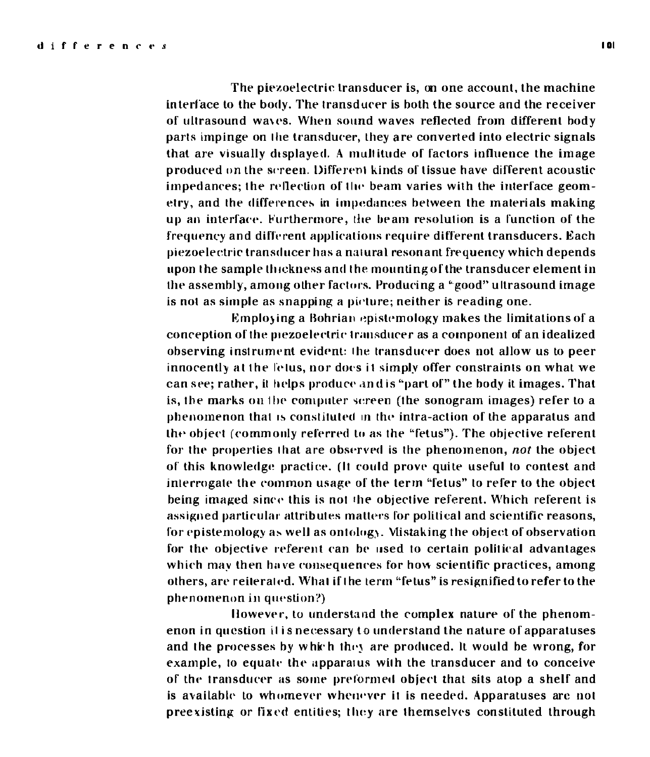The piezoelectric transducer is, on one account, the machine interface to the body. The transducer is both the source and the receiver of ultrasound waves. When sound waves reflected from different body parts impinge on the transducer, they are converted into electric signals that are visually displayed. A multitude of factors influence the image produced on the screen. Different kinds of tissue have different acoustic impedances; the reflection of the beam varies with the interface geometry, and the differences in impedances between the materials making up an interface. Furthermore, the beam resolution is a function of the frequency and different applications require different transducers. Each piezoelectric transducer has a natural resonant frequency which depends upon the sample thickness and the mounting of the transducer element in the assembly, among other factors. Producing a "good" ultrasound image is not as simple as snapping a picture; neither is reading one.

Employing a Bohrian epistemology makes the limitations of a conception of the piezoelectric transducer as a component of an idealized observing instrument evident: the transducer does not allow us to peer innocently at the fetus, nor does it simply offer constraints on what we can see; rather, it helps produce and is "part of" the body it images. That is, the marks on the computer screen (the sonogram images) refer to a phenomenon that is constituted in the intra-action of the apparatus and the object (commonly referred to as the "fetus"). The objective referent for the properties that are observed is the phenomenon, *not* the object of this knowledge practice. (It could prove quite useful to contest and interrogate the common usage of the term "fetus" to refer to the object being imaged since this is not the objective referent. Which referent is assigned particular attributes matters for political and scientific reasons, for epistemology as well as ontology. Mistaking the object of observation for the objective referent can be used to certain political advantages which may then have consequences for how scientific practices, among others, are reiterated. What if the term "fetus" is resignified to refer to the phenomenon in question?)

However, to understand the complex nature of the phenomenon in question it is necessary to understand the nature of apparatuses and the processes by which they are produced. It would be wrong, for example, to equate the apparatus with the transducer and to conceive of the transducer as some preformed object that sits atop a shelf and is available to whomever whenever it is needed. Apparatuses are not preexisting or fixed entities; they are themselves constituted through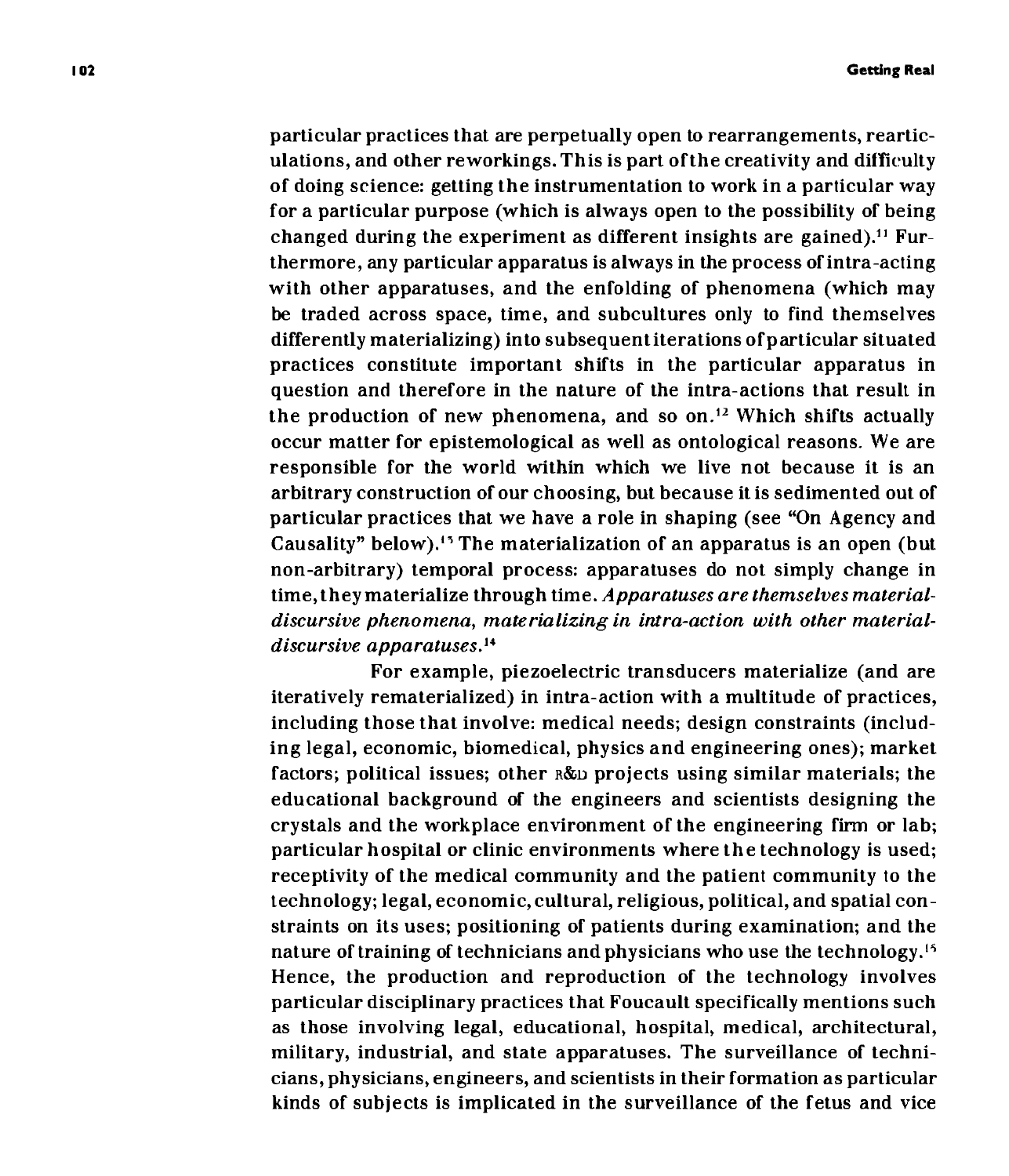particular practices that are perpetually open to rearrangements, rearticulations, and other reworkings. This is part of the creativity and difficulty of doing science: getting the instrumentation to work in a particular way for a particular purpose (which is always open to the possibility of being changed during the experiment as different insights are gained).[11] Furthermore, any particular apparatus is always in the process of intra-acting with other apparatuses, and the enfolding of phenomena (which may be traded across space, time, and subcultures only to find themselves differently materializing) into subsequent iterations of particular situated practices constitute important shifts in the particular apparatus in question and therefore in the nature of the intra-actions that result in the production of new phenomena, and so on.[12] Which shifts actually occur matter for epistemological as well as ontological reasons. We are responsible for the world within which we live not because it is an arbitrary construction of our choosing, but because it is sedimented out of particular practices that we have a role in shaping (see "On Agency and Causality" below).[13] The materialization of an apparatus is an open (but non-arbitrary) temporal process: apparatuses do not simply change in time, they materialize through time. *Apparatuses are themselves material-discursive phenomena, materializing in intra-action with other material-discursive apparatuses.*[14]

For example, piezoelectric transducers materialize (and are iteratively rematerialized) in intra-action with a multitude of practices, including those that involve: medical needs; design constraints (including legal, economic, biomedical, physics and engineering ones); market factors; political issues; other R&D projects using similar materials; the educational background of the engineers and scientists designing the crystals and the workplace environment of the engineering firm or lab; particular hospital or clinic environments where the technology is used; receptivity of the medical community and the patient community to the technology; legal, economic, cultural, religious, political, and spatial constraints on its uses; positioning of patients during examination; and the nature of training of technicians and physicians who use the technology.[15] Hence, the production and reproduction of the technology involves particular disciplinary practices that Foucault specifically mentions such as those involving legal, educational, hospital, medical, architectural, military, industrial, and state apparatuses. The surveillance of technicians, physicians, engineers, and scientists in their formation as particular kinds of subjects is implicated in the surveillance of the fetus and vice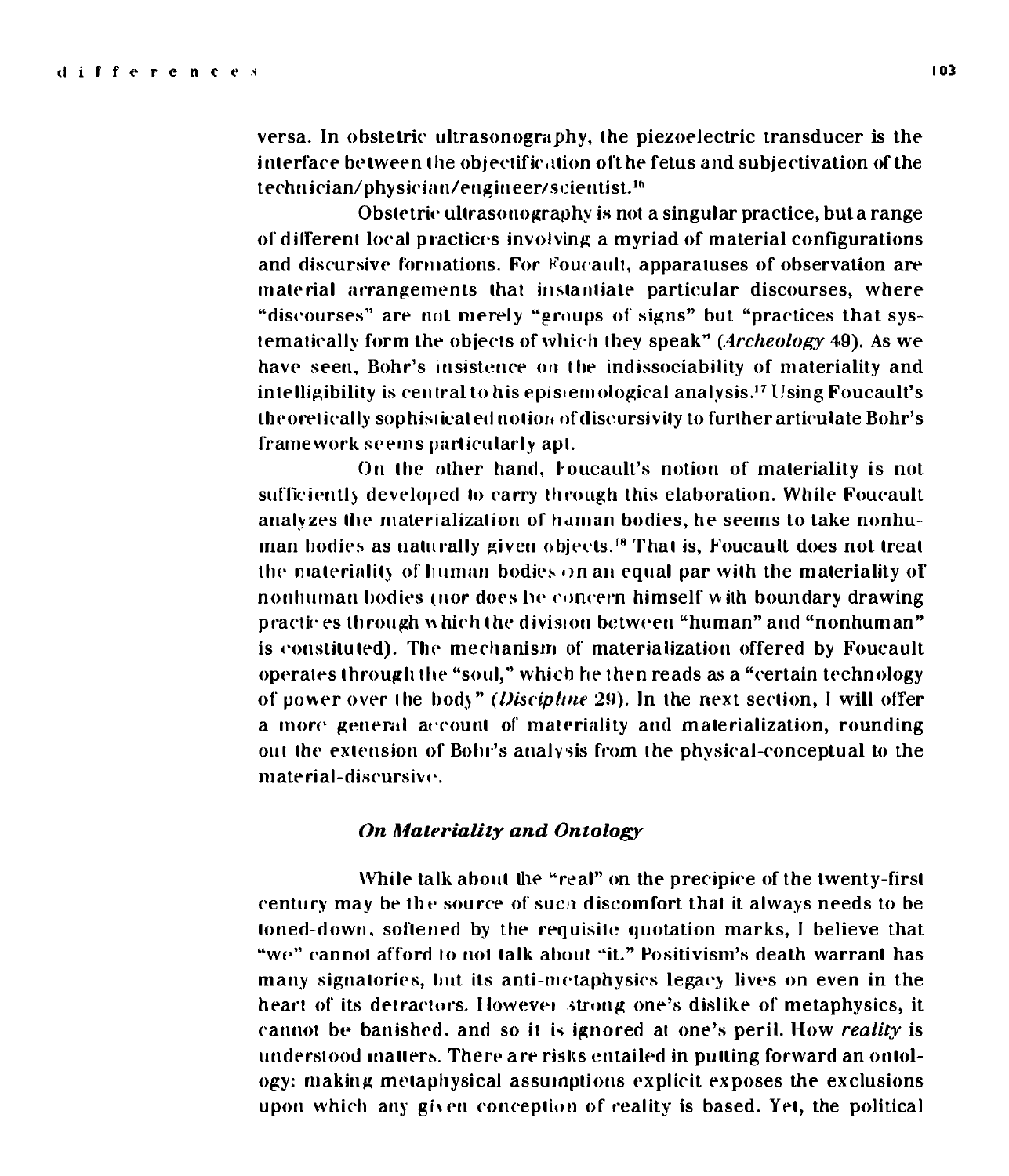versa. In obstetric ultrasonography, the piezoelectric transducer is the interface between the objectification of the fetus and subjectivation of the technician/physician/engineer/scientist.[16]

Obstetric ultrasonography is not a singular practice, but a range of different local practices involving a myriad of material configurations and discursive formations. For Foucault, apparatuses of observation are material arrangements that instantiate particular discourses, where "discourses" are not merely "groups of signs" but "practices that systematically form the objects of which they speak" (*Archeology* 49). As we have seen, Bohr's insistence on the indissociability of materiality and intelligibility is central to his epistemological analysis.[17] Using Foucault's theoretically sophisticated notion of discursivity to further articulate Bohr's framework seems particularly apt.

On the other hand, Foucault's notion of materiality is not sufficiently developed to carry through this elaboration. While Foucault analyzes the materialization of human bodies, he seems to take nonhuman bodies as naturally given objects.[18] That is, Foucault does not treat the materiality of human bodies on an equal par with the materiality of nonhuman bodies (nor does he concern himself with boundary drawing practices through which the division between "human" and "nonhuman" is constituted). The mechanism of materialization offered by Foucault operates through the "soul," which he then reads as a "certain technology of power over the body" (*Discipline* 29). In the next section, I will offer a more general account of materiality and materialization, rounding out the extension of Bohr's analysis from the physical-conceptual to the material-discursive.

### *On Materiality and Ontology*

While talk about the "real" on the precipice of the twenty-first century may be the source of such discomfort that it always needs to be toned-down, softened by the requisite quotation marks, I believe that "we" cannot afford to not talk about "it." Positivism's death warrant has many signatories, but its anti-metaphysics legacy lives on even in the heart of its detractors. However strong one's dislike of metaphysics, it cannot be banished, and so it is ignored at one's peril. How *reality* is understood matters. There are risks entailed in putting forward an ontology: making metaphysical assumptions explicit exposes the exclusions upon which any given conception of reality is based. Yet, the political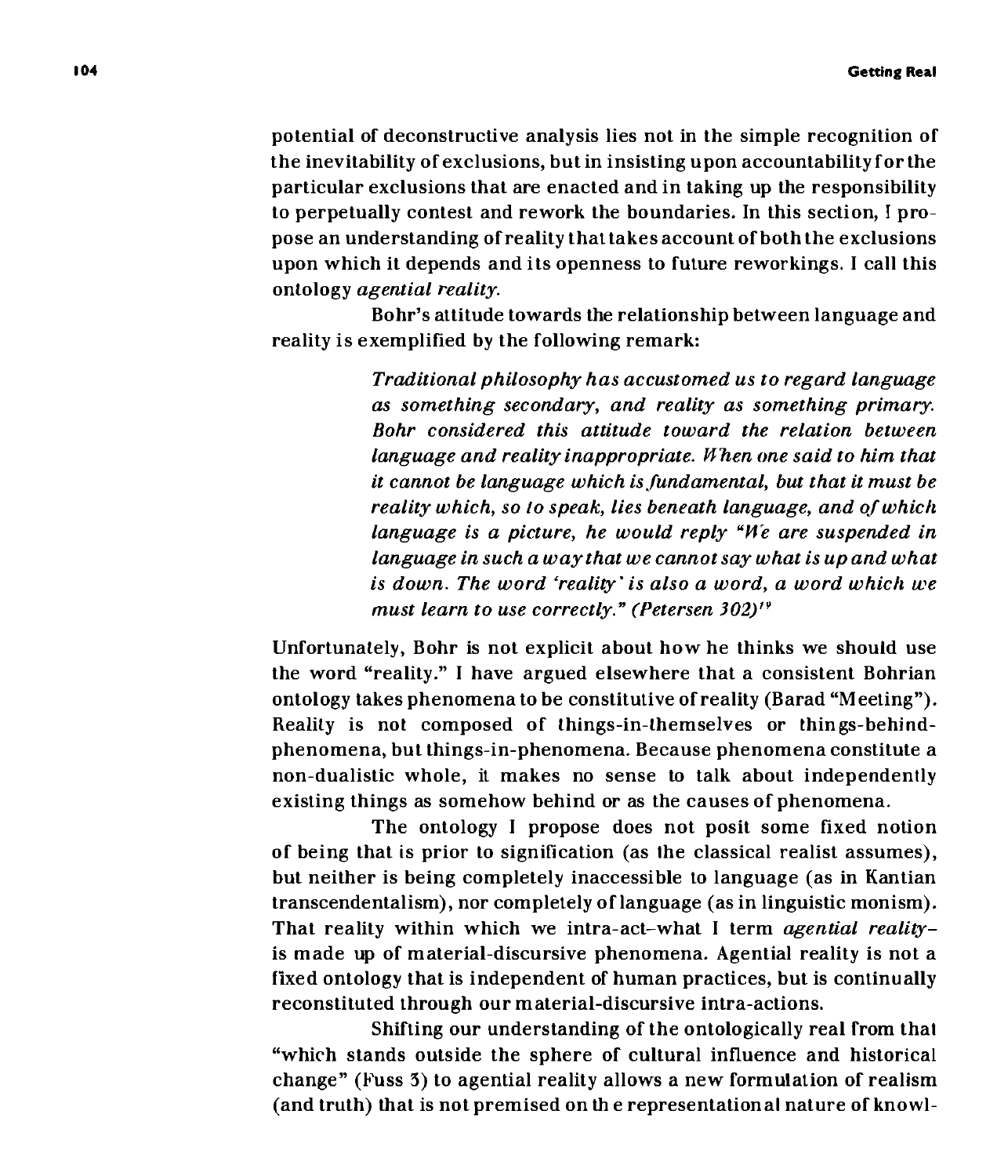potential of deconstructive analysis lies not in the simple recognition of the inevitability of exclusions, but in insisting upon accountability for the particular exclusions that are enacted and in taking up the responsibility to perpetually contest and rework the boundaries. In this section, I propose an understanding of reality that takes account of both the exclusions upon which it depends and its openness to future reworkings. I call this ontology *agential reality*.

Bohr's attitude towards the relationship between language and reality is exemplified by the following remark:

> *Traditional philosophy has accustomed us to regard language as something secondary, and reality as something primary. Bohr considered this attitude toward the relation between language and reality inappropriate. When one said to him that it cannot be language which is fundamental, but that it must be reality which, so to speak, lies beneath language, and of which language is a picture, he would reply "We are suspended in language in such a way that we cannot say what is up and what is down. The word 'reality' is also a word, a word which we must learn to use correctly." (Petersen 302)*[19]

Unfortunately, Bohr is not explicit about how he thinks we should use the word "reality." I have argued elsewhere that a consistent Bohrian ontology takes phenomena to be constitutive of reality (Barad "Meeting"). Reality is not composed of things-in-themselves or things-behind-phenomena, but things-in-phenomena. Because phenomena constitute a non-dualistic whole, it makes no sense to talk about independently existing things as somehow behind or as the causes of phenomena.

The ontology I propose does not posit some fixed notion of being that is prior to signification (as the classical realist assumes), but neither is being completely inaccessible to language (as in Kantian transcendentalism), nor completely of language (as in linguistic monism). That reality within which we intra-act–what I term *agential reality*–is made up of material-discursive phenomena. Agential reality is not a fixed ontology that is independent of human practices, but is continually reconstituted through our material-discursive intra-actions.

Shifting our understanding of the ontologically real from that "which stands outside the sphere of cultural influence and historical change" (Fuss 3) to agential reality allows a new formulation of realism (and truth) that is not premised on the representational nature of knowl-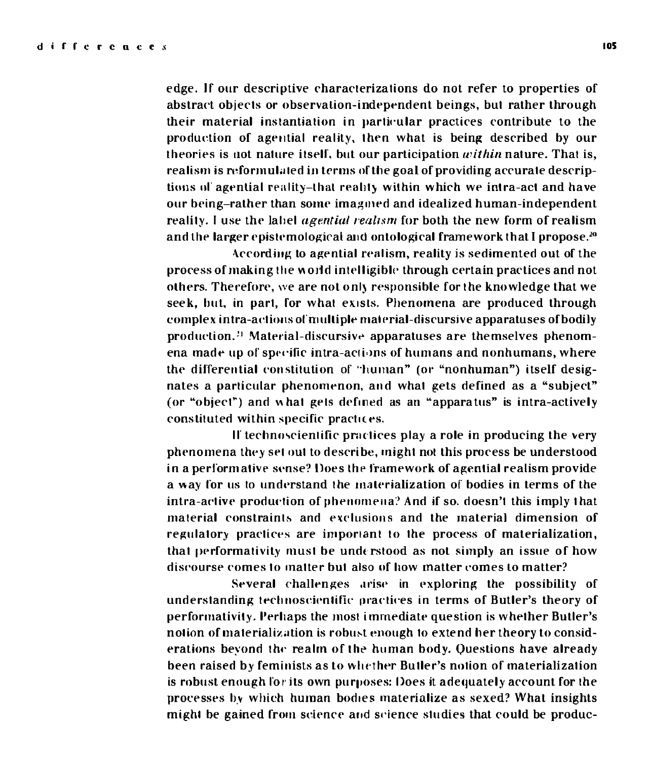edge. If our descriptive characterizations do not refer to properties of abstract objects or observation-independent beings, but rather through their material instantiation in particular practices contribute to the production of agential reality, then what is being described by our theories is not nature itself, but our participation *within* nature. That is, realism is reformulated in terms of the goal of providing accurate descriptions of agential reality–that reality within which we intra-act and have our being–rather than some imagined and idealized human-independent reality. I use the label *agential realism* for both the new form of realism and the larger epistemological and ontological framework that I propose.[20]

According to agential realism, reality is sedimented out of the process of making the world intelligible through certain practices and not others. Therefore, we are not only responsible for the knowledge that we seek, but, in part, for what exists. Phenomena are produced through complex intra-actions of multiple material-discursive apparatuses of bodily production.[21] Material-discursive apparatuses are themselves phenomena made up of specific intra-actions of humans and nonhumans, where the differential constitution of "human" (or "nonhuman") itself designates a particular phenomenon, and what gets defined as a "subject" (or "object") and what gets defined as an "apparatus" is intra-actively constituted within specific practices.

If technoscientific practices play a role in producing the very phenomena they set out to describe, might not this process be understood in a performative sense? Does the framework of agential realism provide a way for us to understand the materialization of bodies in terms of the intra-active production of phenomena? And if so, doesn't this imply that material constraints and exclusions and the material dimension of regulatory practices are important to the process of materialization, that performativity must be understood as not simply an issue of how discourse comes to matter but also of how matter comes to matter?

Several challenges arise in exploring the possibility of understanding technoscientific practices in terms of Butler's theory of performativity. Perhaps the most immediate question is whether Butler's notion of materialization is robust enough to extend her theory to considerations beyond the realm of the human body. Questions have already been raised by feminists as to whether Butler's notion of materialization is robust enough for its own purposes: Does it adequately account for the processes by which human bodies materialize as sexed? What insights might be gained from science and science studies that could be produc-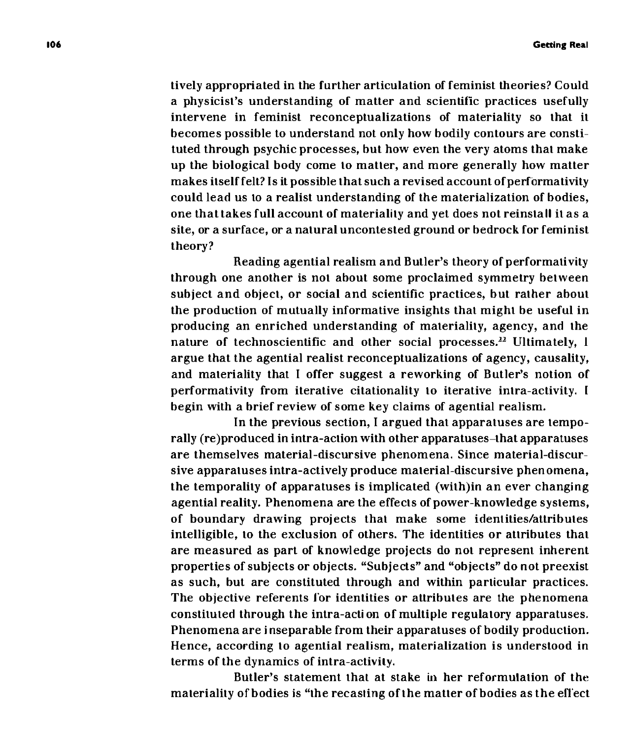tively appropriated in the further articulation of feminist theories? Could a physicist's understanding of matter and scientific practices usefully intervene in feminist reconceptualizations of materiality so that it becomes possible to understand not only how bodily contours are constituted through psychic processes, but how even the very atoms that make up the biological body come to matter, and more generally how matter makes itself felt? Is it possible that such a revised account of performativity could lead us to a realist understanding of the materialization of bodies, one that takes full account of materiality and yet does not reinstall it as a site, or a surface, or a natural uncontested ground or bedrock for feminist theory?

Reading agential realism and Butler's theory of performativity through one another is not about some proclaimed symmetry between subject and object, or social and scientific practices, but rather about the production of mutually informative insights that might be useful in producing an enriched understanding of materiality, agency, and the nature of technoscientific and other social processes.[22] Ultimately, I argue that the agential realist reconceptualizations of agency, causality, and materiality that I offer suggest a reworking of Butler's notion of performativity from iterative citationality to iterative intra-activity. I begin with a brief review of some key claims of agential realism.

In the previous section, I argued that apparatuses are temporally (re)produced in intra-action with other apparatuses–that apparatuses are themselves material-discursive phenomena. Since material-discursive apparatuses intra-actively produce material-discursive phenomena, the temporality of apparatuses is implicated (with)in an ever changing agential reality. Phenomena are the effects of power-knowledge systems, of boundary drawing projects that make some identities/attributes intelligible, to the exclusion of others. The identities or attributes that are measured as part of knowledge projects do not represent inherent properties of subjects or objects. "Subjects" and "objects" do not preexist as such, but are constituted through and within particular practices. The objective referents for identities or attributes are the phenomena constituted through the intra-action of multiple regulatory apparatuses. Phenomena are inseparable from their apparatuses of bodily production. Hence, according to agential realism, materialization is understood in terms of the dynamics of intra-activity.

Butler's statement that at stake in her reformulation of the materiality of bodies is "the recasting of the matter of bodies as the effect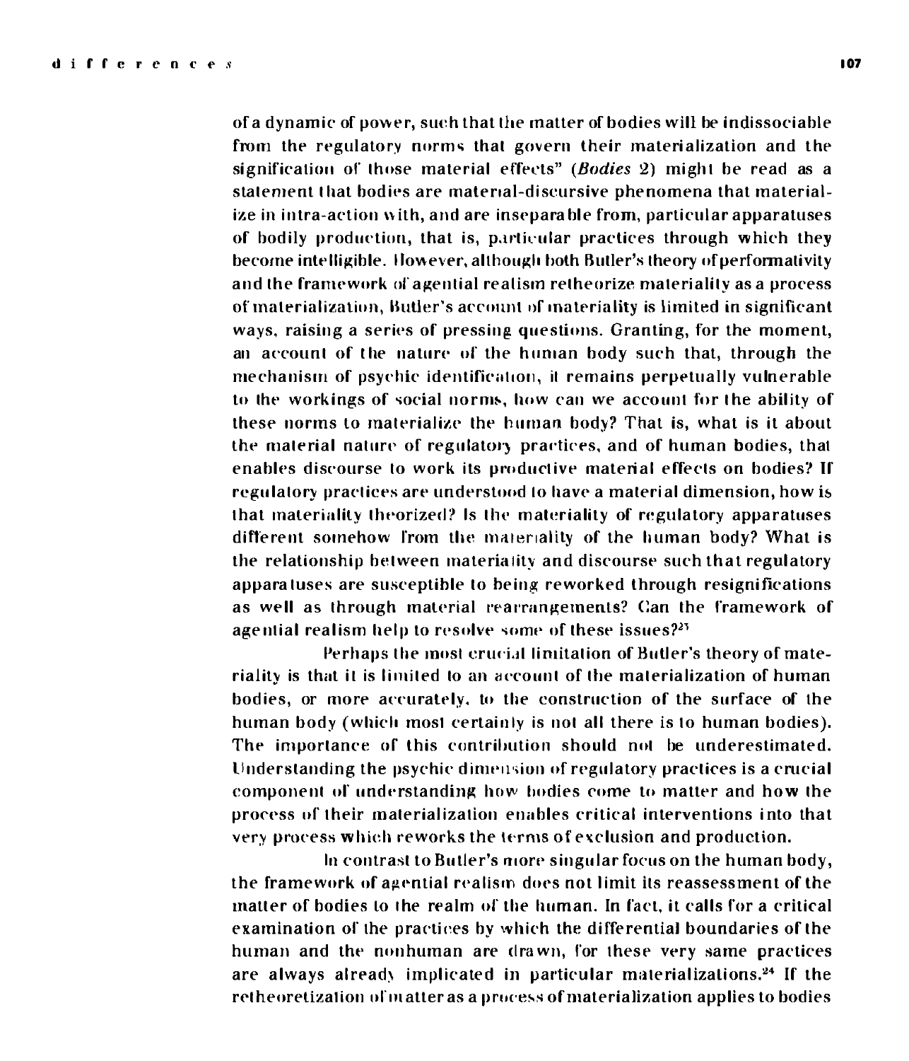of a dynamic of power, such that the matter of bodies will be indissociable from the regulatory norms that govern their materialization and the signification of those material effects" (*Bodies* 2) might be read as a statement that bodies are material-discursive phenomena that materialize in intra-action with, and are inseparable from, particular apparatuses of bodily production, that is, particular practices through which they become intelligible. However, although both Butler's theory of performativity and the framework of agential realism retheorize materiality as a process of materialization, Butler's account of materiality is limited in significant ways, raising a series of pressing questions. Granting, for the moment, an account of the nature of the human body such that, through the mechanism of psychic identification, it remains perpetually vulnerable to the workings of social norms, how can we account for the ability of these norms to materialize the human body? That is, what is it about the material nature of regulatory practices, and of human bodies, that enables discourse to work its productive material effects on bodies? If regulatory practices are understood to have a material dimension, how is that materiality theorized? Is the materiality of regulatory apparatuses different somehow from the materiality of the human body? What is the relationship between materiality and discourse such that regulatory apparatuses are susceptible to being reworked through resignifications as well as through material rearrangements? Can the framework of agential realism help to resolve some of these issues?[23]

Perhaps the most crucial limitation of Butler's theory of materiality is that it is limited to an account of the materialization of human bodies, or more accurately, to the construction of the surface of the human body (which most certainly is not all there is to human bodies). The importance of this contribution should not be underestimated. Understanding the psychic dimension of regulatory practices is a crucial component of understanding how bodies come to matter and how the process of their materialization enables critical interventions into that very process which reworks the terms of exclusion and production.

In contrast to Butler's more singular focus on the human body, the framework of agential realism does not limit its reassessment of the matter of bodies to the realm of the human. In fact, it calls for a critical examination of the practices by which the differential boundaries of the human and the nonhuman are drawn, for these very same practices are always already implicated in particular materializations.[24] If the retheoretization of matter as a process of materialization applies to bodies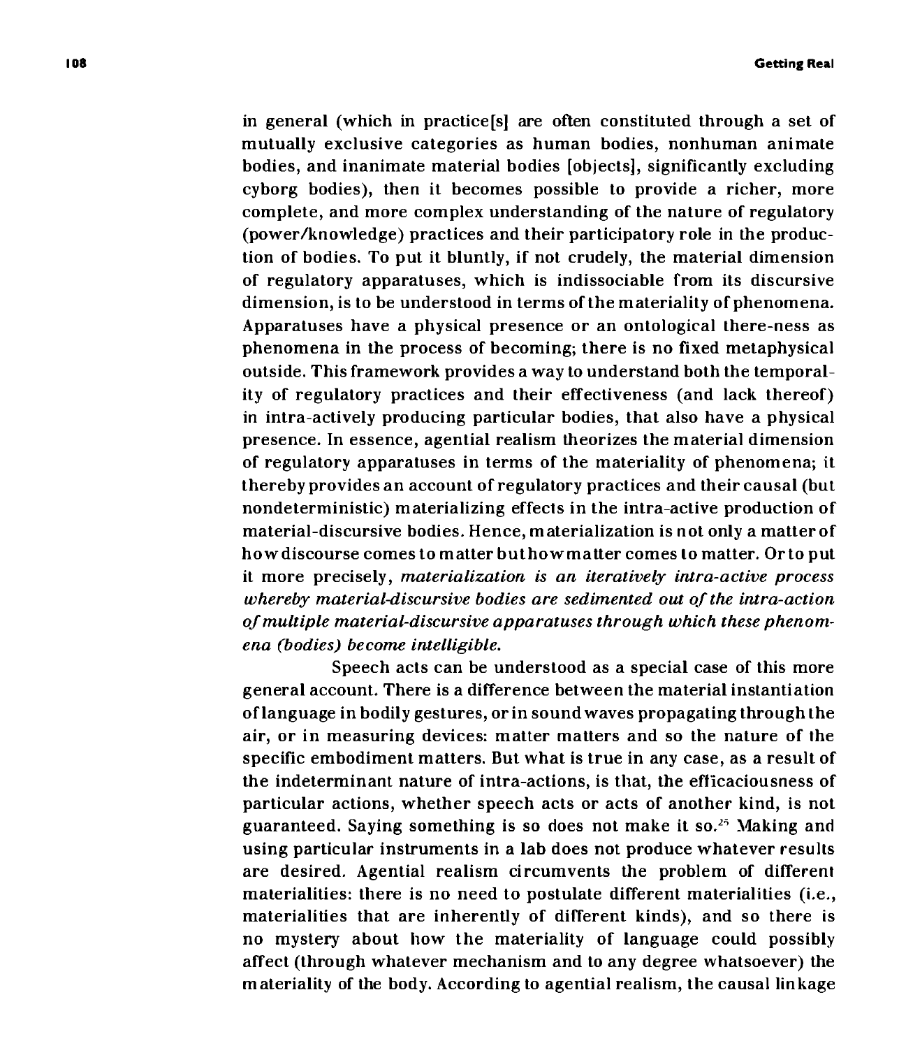in general (which in practice[s] are often constituted through a set of mutually exclusive categories as human bodies, nonhuman animate bodies, and inanimate material bodies [objects], significantly excluding cyborg bodies), then it becomes possible to provide a richer, more complete, and more complex understanding of the nature of regulatory (power/knowledge) practices and their participatory role in the production of bodies. To put it bluntly, if not crudely, the material dimension of regulatory apparatuses, which is indissociable from its discursive dimension, is to be understood in terms of the materiality of phenomena. Apparatuses have a physical presence or an ontological there-ness as phenomena in the process of becoming; there is no fixed metaphysical outside. This framework provides a way to understand both the temporality of regulatory practices and their effectiveness (and lack thereof) in intra-actively producing particular bodies, that also have a physical presence. In essence, agential realism theorizes the material dimension of regulatory apparatuses in terms of the materiality of phenomena; it thereby provides an account of regulatory practices and their causal (but nondeterministic) materializing effects in the intra-active production of material-discursive bodies. Hence, materialization is not only a matter of how discourse comes to matter but how matter comes to matter. Or to put it more precisely, *materialization is an iteratively intra-active process whereby material-discursive bodies are sedimented out of the intra-action of multiple material-discursive apparatuses through which these phenomena (bodies) become intelligible.*

Speech acts can be understood as a special case of this more general account. There is a difference between the material instantiation of language in bodily gestures, or in sound waves propagating through the air, or in measuring devices: matter matters and so the nature of the specific embodiment matters. But what is true in any case, as a result of the indeterminant nature of intra-actions, is that, the efficaciousness of particular actions, whether speech acts or acts of another kind, is not guaranteed. Saying something is so does not make it so.[25] Making and using particular instruments in a lab does not produce whatever results are desired. Agential realism circumvents the problem of different materialities: there is no need to postulate different materialities (i.e., materialities that are inherently of different kinds), and so there is no mystery about how the materiality of language could possibly affect (through whatever mechanism and to any degree whatsoever) the materiality of the body. According to agential realism, the causal linkage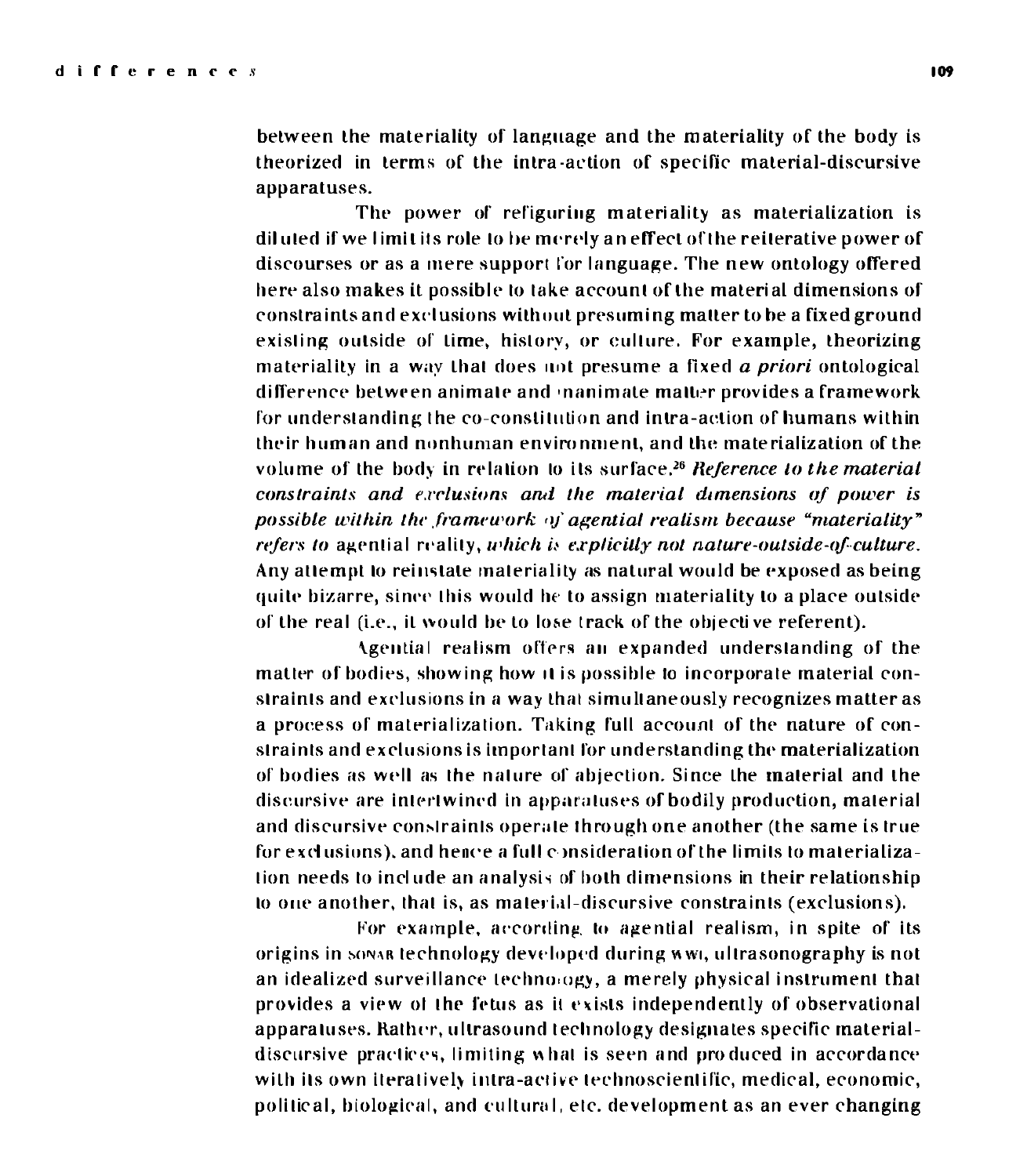between the materiality of language and the materiality of the body is theorized in terms of the intra-action of specific material-discursive apparatuses.

The power of refiguring materiality as materialization is diluted if we limit its role to be merely an effect of the reiterative power of discourses or as a mere support for language. The new ontology offered here also makes it possible to take account of the material dimensions of constraints and exclusions without presuming matter to be a fixed ground existing outside of time, history, or culture. For example, theorizing materiality in a way that does not presume a fixed *a priori* ontological difference between animate and inanimate matter provides a framework for understanding the co-constitution and intra-action of humans within their human and nonhuman environment, and the materialization of the volume of the body in relation to its surface.[26] *Reference to the material constraints and exclusions and the material dimensions of power is possible within the framework of agential realism because "materiality" refers to* agential reality, *which is explicitly not nature-outside-of-culture.* Any attempt to reinstate materiality as natural would be exposed as being quite bizarre, since this would be to assign materiality to a place outside of the real (i.e., it would be to lose track of the objective referent).

Agential realism offers an expanded understanding of the matter of bodies, showing how it is possible to incorporate material constraints and exclusions in a way that simultaneously recognizes matter as a process of materialization. Taking full account of the nature of constraints and exclusions is important for understanding the materialization of bodies as well as the nature of abjection. Since the material and the discursive are intertwined in apparatuses of bodily production, material and discursive constraints operate through one another (the same is true for exclusions), and hence a full consideration of the limits to materialization needs to include an analysis of both dimensions in their relationship to one another, that is, as material-discursive constraints (exclusions).

For example, according to agential realism, in spite of its origins in SONAR technology developed during WWI, ultrasonography is not an idealized surveillance technology, a merely physical instrument that provides a view of the fetus as it exists independently of observational apparatuses. Rather, ultrasound technology designates specific material-discursive practices, limiting what is seen and produced in accordance with its own iteratively intra-active technoscientific, medical, economic, political, biological, and cultural, etc. development as an ever changing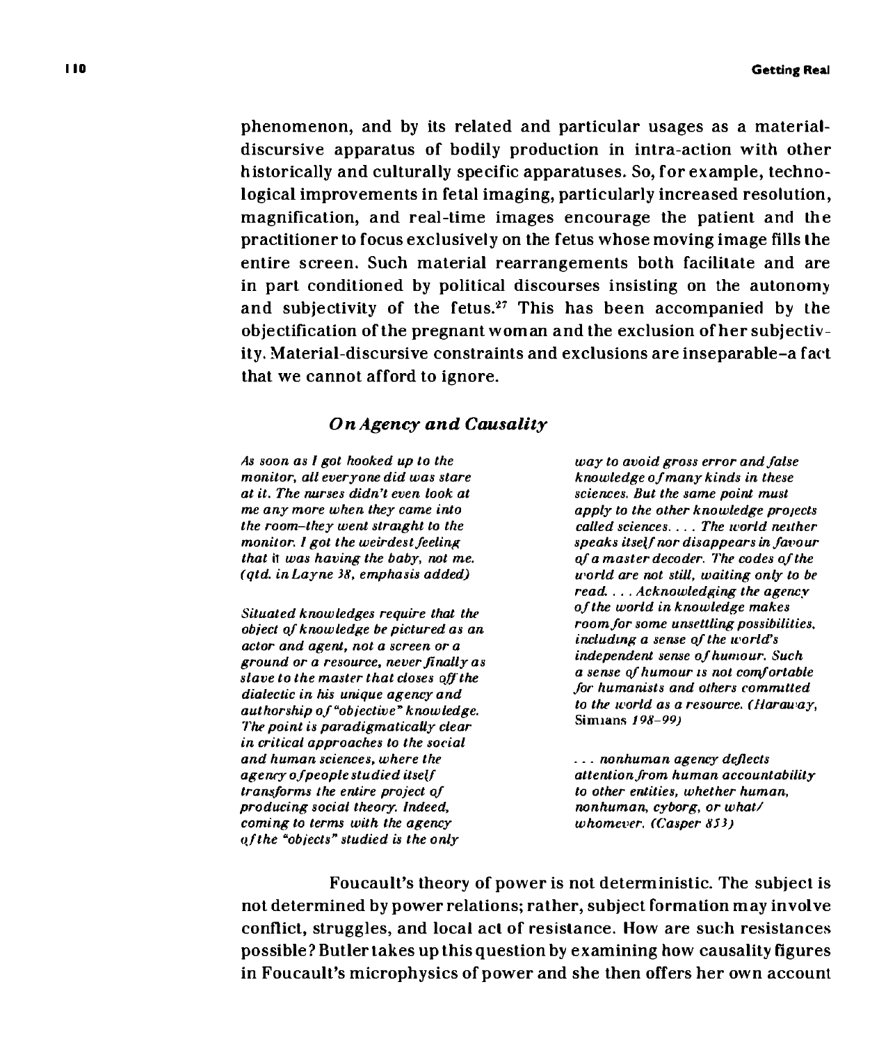phenomenon, and by its related and particular usages as a material-discursive apparatus of bodily production in intra-action with other historically and culturally specific apparatuses. So, for example, technological improvements in fetal imaging, particularly increased resolution, magnification, and real-time images encourage the patient and the practitioner to focus exclusively on the fetus whose moving image fills the entire screen. Such material rearrangements both facilitate and are in part conditioned by political discourses insisting on the autonomy and subjectivity of the fetus.[27] This has been accompanied by the objectification of the pregnant woman and the exclusion of her subjectivity. Material-discursive constraints and exclusions are inseparable–a fact that we cannot afford to ignore.

### *On Agency and Causality*

*As soon as I got hooked up to the monitor, all everyone did was stare at it. The nurses didn't even look at me any more when they came into the room–they went straight to the monitor. I got the weirdest feeling that* it *was having the baby, not me. (qtd. in Layne 38, emphasis added)*

*Situated knowledges require that the object of knowledge be pictured as an actor and agent, not a screen or a ground or a resource, never finally as slave to the master that closes off the dialectic in his unique agency and authorship of "objective" knowledge. The point is paradigmatically clear in critical approaches to the social and human sciences, where the agency of people studied itself transforms the entire project of producing social theory. Indeed, coming to terms with the agency of the "objects" studied is the only way to avoid gross error and false knowledge of many kinds in these sciences. But the same point must apply to the other knowledge projects called sciences. . . . The world neither speaks itself nor disappears in favour of a master decoder. The codes of the world are not still, waiting only to be read. . . . Acknowledging the agency of the world in knowledge makes room for some unsettling possibilities, including a sense of the world's independent sense of humour. Such a sense of humour is not comfortable for humanists and others committed to the world as a resource. (Haraway,* Simians *198–99)*

*. . . nonhuman agency deflects attention from human accountability to other entities, whether human, nonhuman, cyborg, or what/whomever. (Casper 853)*

Foucault's theory of power is not deterministic. The subject is not determined by power relations; rather, subject formation may involve conflict, struggles, and local act of resistance. How are such resistances possible? Butler takes up this question by examining how causality figures in Foucault's microphysics of power and she then offers her own account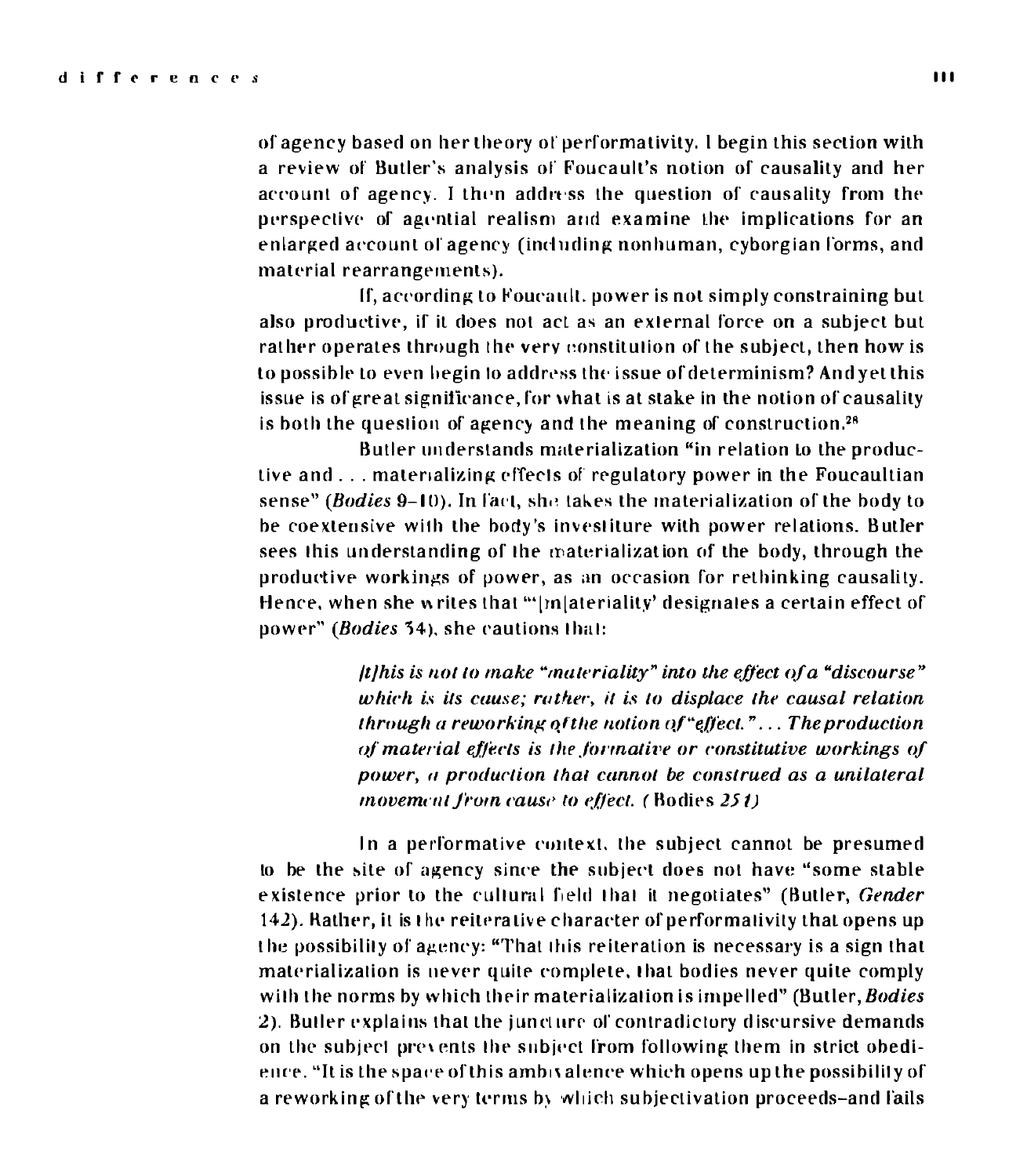of agency based on her theory of performativity. I begin this section with a review of Butler's analysis of Foucault's notion of causality and her account of agency. I then address the question of causality from the perspective of agential realism and examine the implications for an enlarged account of agency (including nonhuman, cyborgian forms, and material rearrangements).

If, according to Foucault, power is not simply constraining but also productive, if it does not act as an external force on a subject but rather operates through the very constitution of the subject, then how is to possible to even begin to address the issue of determinism? And yet this issue is of great significance, for what is at stake in the notion of causality is both the question of agency and the meaning of construction.[28]

Butler understands materialization "in relation to the productive and . . . materializing effects of regulatory power in the Foucaultian sense" (*Bodies* 9–10). In fact, she takes the materialization of the body to be coextensive with the body's investiture with power relations. Butler sees this understanding of the materialization of the body, through the productive workings of power, as an occasion for rethinking causality. Hence, when she writes that "'[m]ateriality' designates a certain effect of power" (*Bodies* 34), she cautions that:

> *[t]his is not to make "materiality" into the effect of a "discourse" which is its cause; rather, it is to displace the causal relation through a reworking of the notion of "effect." . . . The production of material effects is the formative or constitutive workings of power, a production that cannot be construed as a unilateral movement from cause to effect.* (Bodies *251*)

In a performative context, the subject cannot be presumed to be the site of agency since the subject does not have "some stable existence prior to the cultural field that it negotiates" (Butler, *Gender* 142). Rather, it is the reiterative character of performativity that opens up the possibility of agency: "That this reiteration is necessary is a sign that materialization is never quite complete, that bodies never quite comply with the norms by which their materialization is impelled" (Butler, *Bodies* 2). Butler explains that the juncture of contradictory discursive demands on the subject prevents the subject from following them in strict obedience. "It is the space of this ambivalence which opens up the possibility of a reworking of the very terms by which subjectivation proceeds–and fails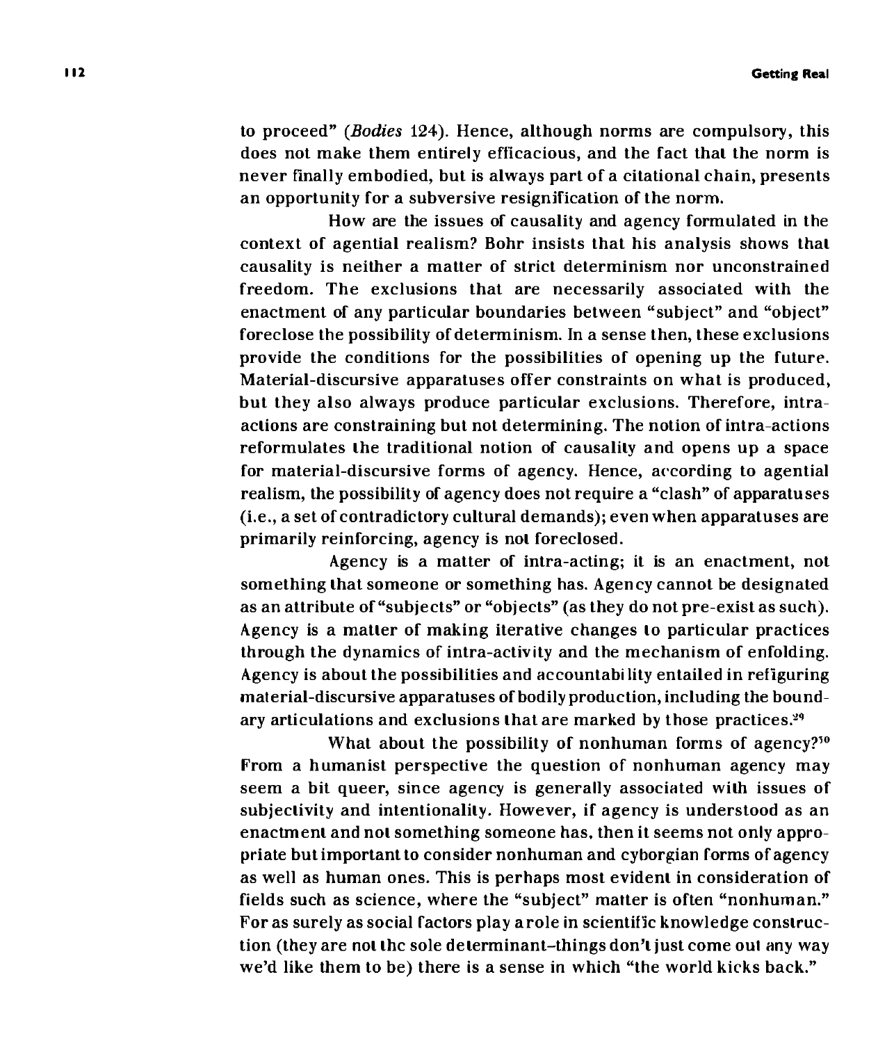to proceed" (*Bodies* 124). Hence, although norms are compulsory, this does not make them entirely efficacious, and the fact that the norm is never finally embodied, but is always part of a citational chain, presents an opportunity for a subversive resignification of the norm.

How are the issues of causality and agency formulated in the context of agential realism? Bohr insists that his analysis shows that causality is neither a matter of strict determinism nor unconstrained freedom. The exclusions that are necessarily associated with the enactment of any particular boundaries between "subject" and "object" foreclose the possibility of determinism. In a sense then, these exclusions provide the conditions for the possibilities of opening up the future. Material-discursive apparatuses offer constraints on what is produced, but they also always produce particular exclusions. Therefore, intra-actions are constraining but not determining. The notion of intra-actions reformulates the traditional notion of causality and opens up a space for material-discursive forms of agency. Hence, according to agential realism, the possibility of agency does not require a "clash" of apparatuses (i.e., a set of contradictory cultural demands); even when apparatuses are primarily reinforcing, agency is not foreclosed.

Agency is a matter of intra-acting; it is an enactment, not something that someone or something has. Agency cannot be designated as an attribute of "subjects" or "objects" (as they do not pre-exist as such). Agency is a matter of making iterative changes to particular practices through the dynamics of intra-activity and the mechanism of enfolding. Agency is about the possibilities and accountability entailed in refiguring material-discursive apparatuses of bodily production, including the boundary articulations and exclusions that are marked by those practices.[29]

What about the possibility of nonhuman forms of agency?[30] From a humanist perspective the question of nonhuman agency may seem a bit queer, since agency is generally associated with issues of subjectivity and intentionality. However, if agency is understood as an enactment and not something someone has, then it seems not only appropriate but important to consider nonhuman and cyborgian forms of agency as well as human ones. This is perhaps most evident in consideration of fields such as science, where the "subject" matter is often "nonhuman." For as surely as social factors play a role in scientific knowledge construction (they are not the sole determinant–things don't just come out any way we'd like them to be) there is a sense in which "the world kicks back."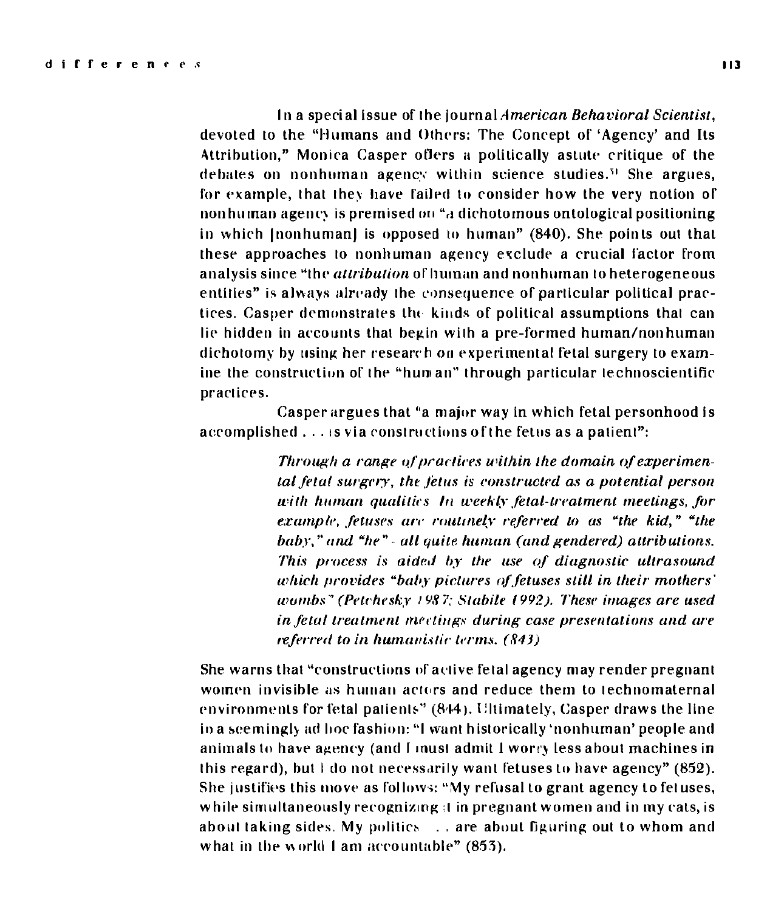In a special issue of the journal *American Behavioral Scientist*, devoted to the "Humans and Others: The Concept of 'Agency' and Its Attribution," Monica Casper offers a politically astute critique of the debates on nonhuman agency within science studies.[31] She argues, for example, that they have failed to consider how the very notion of nonhuman agency is premised on "a dichotomous ontological positioning in which [nonhuman] is opposed to human" (840). She points out that these approaches to nonhuman agency exclude a crucial factor from analysis since "the *attribution* of human and nonhuman to heterogeneous entities" is always already the consequence of particular political practices. Casper demonstrates the kinds of political assumptions that can lie hidden in accounts that begin with a pre-formed human/nonhuman dichotomy by using her research on experimental fetal surgery to examine the construction of the "human" through particular technoscientific practices.

Casper argues that "a major way in which fetal personhood is accomplished . . . is via constructions of the fetus as a patient":

> *Through a range of practices within the domain of experimental fetal surgery, the fetus is constructed as a potential person with human qualities. In weekly fetal-treatment meetings, for example, fetuses are routinely referred to as "the kid," "the baby," and "he" - all quite human (and gendered) attributions. This process is aided by the use of diagnostic ultrasound which provides "baby pictures of fetuses still in their mothers' wombs" (Petchesky 1987; Stabile 1992). These images are used in fetal treatment meetings during case presentations and are referred to in humanistic terms. (843)*

She warns that "constructions of active fetal agency may render pregnant women invisible as human actors and reduce them to technomaternal environments for fetal patients" (844). Ultimately, Casper draws the line in a seemingly ad hoc fashion: "I want historically 'nonhuman' people and animals to have agency (and I must admit I worry less about machines in this regard), but I do not necessarily want fetuses to have agency" (852). She justifies this move as follows: "My refusal to grant agency to fetuses, while simultaneously recognizing it in pregnant women and in my cats, is about taking sides. My politics . . . are about figuring out to whom and what in the world I am accountable" (853).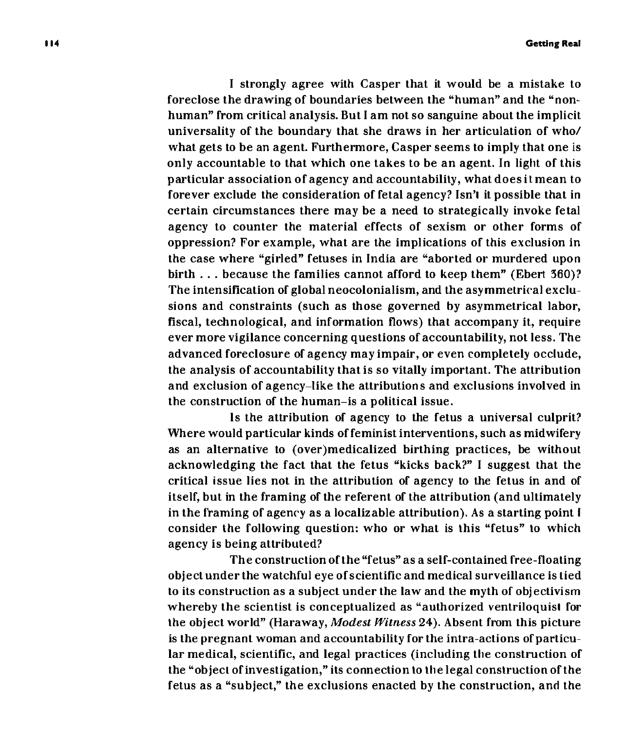I strongly agree with Casper that it would be a mistake to foreclose the drawing of boundaries between the "human" and the "non-human" from critical analysis. But I am not so sanguine about the implicit universality of the boundary that she draws in her articulation of who/what gets to be an agent. Furthermore, Casper seems to imply that one is only accountable to that which one takes to be an agent. In light of this particular association of agency and accountability, what does it mean to forever exclude the consideration of fetal agency? Isn't it possible that in certain circumstances there may be a need to strategically invoke fetal agency to counter the material effects of sexism or other forms of oppression? For example, what are the implications of this exclusion in the case where "girled" fetuses in India are "aborted or murdered upon birth . . . because the families cannot afford to keep them" (Ebert 360)? The intensification of global neocolonialism, and the asymmetrical exclusions and constraints (such as those governed by asymmetrical labor, fiscal, technological, and information flows) that accompany it, require ever more vigilance concerning questions of accountability, not less. The advanced foreclosure of agency may impair, or even completely occlude, the analysis of accountability that is so vitally important. The attribution and exclusion of agency–like the attributions and exclusions involved in the construction of the human–is a political issue.

Is the attribution of agency to the fetus a universal culprit? Where would particular kinds of feminist interventions, such as midwifery as an alternative to (over)medicalized birthing practices, be without acknowledging the fact that the fetus "kicks back?" I suggest that the critical issue lies not in the attribution of agency to the fetus in and of itself, but in the framing of the referent of the attribution (and ultimately in the framing of agency as a localizable attribution). As a starting point I consider the following question: who or what is this "fetus" to which agency is being attributed?

The construction of the "fetus" as a self-contained free-floating object under the watchful eye of scientific and medical surveillance is tied to its construction as a subject under the law and the myth of objectivism whereby the scientist is conceptualized as "authorized ventriloquist for the object world" (Haraway, *Modest Witness* 24). Absent from this picture is the pregnant woman and accountability for the intra-actions of particular medical, scientific, and legal practices (including the construction of the "object of investigation," its connection to the legal construction of the fetus as a "subject," the exclusions enacted by the construction, and the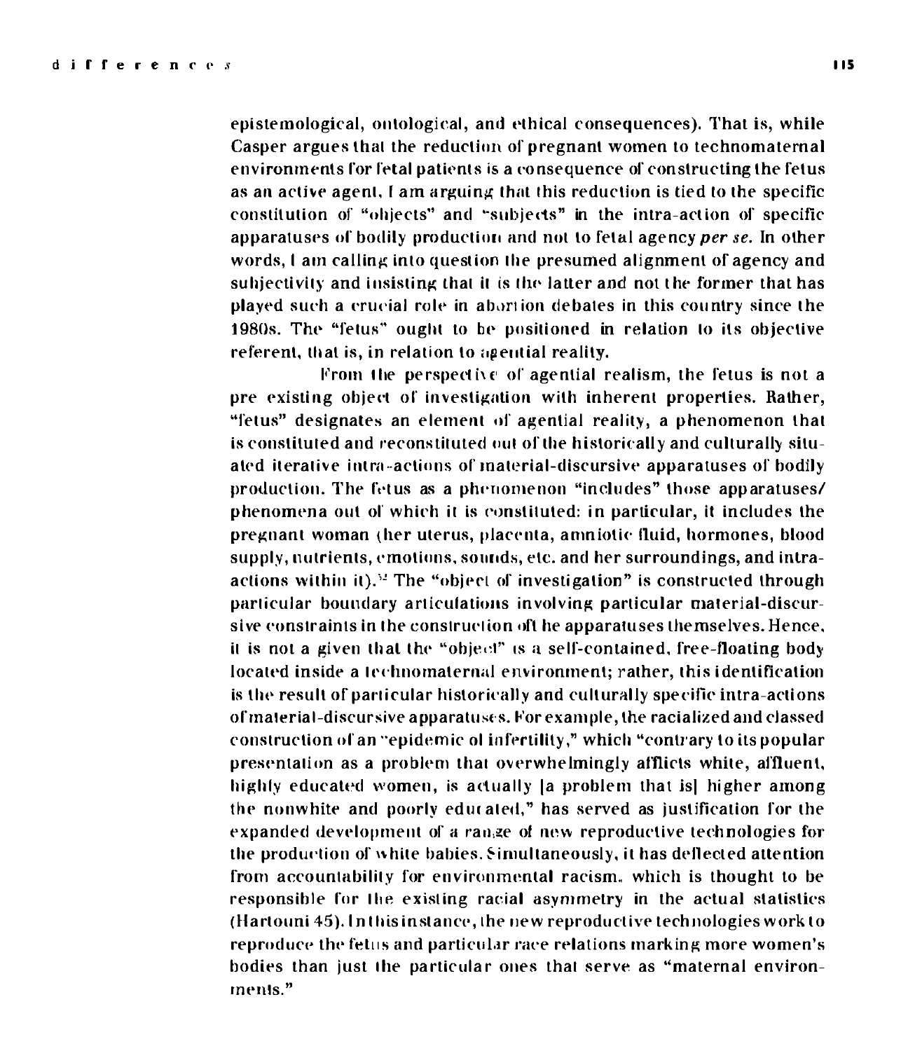epistemological, ontological, and ethical consequences). That is, while Casper argues that the reduction of pregnant women to technomaternal environments for fetal patients is a consequence of constructing the fetus as an active agent, I am arguing that this reduction is tied to the specific constitution of "objects" and "subjects" in the intra-action of specific apparatuses of bodily production and not to fetal agency *per se.* In other words, I am calling into question the presumed alignment of agency and subjectivity and insisting that it is the latter and not the former that has played such a crucial role in abortion debates in this country since the 1980s. The "fetus" ought to be positioned in relation to its objective referent, that is, in relation to agential reality.

From the perspective of agential realism, the fetus is not a pre existing object of investigation with inherent properties. Rather, "fetus" designates an element of agential reality, a phenomenon that is constituted and reconstituted out of the historically and culturally situated iterative intra-actions of material-discursive apparatuses of bodily production. The fetus as a phenomenon "includes" those apparatuses/ phenomena out of which it is constituted: in particular, it includes the pregnant woman (her uterus, placenta, amniotic fluid, hormones, blood supply, nutrients, emotions, sounds, etc. and her surroundings, and intra-actions within it).[32] The "object of investigation" is constructed through particular boundary articulations involving particular material-discursive constraints in the construction of the apparatuses themselves. Hence, it is not a given that the "object" is a self-contained, free-floating body located inside a technomaternal environment; rather, this identification is the result of particular historically and culturally specific intra-actions of material-discursive apparatuses. For example, the racialized and classed construction of an "epidemic of infertility," which "contrary to its popular presentation as a problem that overwhelmingly afflicts white, affluent, highly educated women, is actually [a problem that is] higher among the nonwhite and poorly educated," has served as justification for the expanded development of a range of new reproductive technologies for the production of white babies. Simultaneously, it has deflected attention from accountability for environmental racism, which is thought to be responsible for the existing racial asymmetry in the actual statistics (Hartouni 45). In this instance, the new reproductive technologies work to reproduce the fetus and particular race relations marking more women's bodies than just the particular ones that serve as "maternal environments."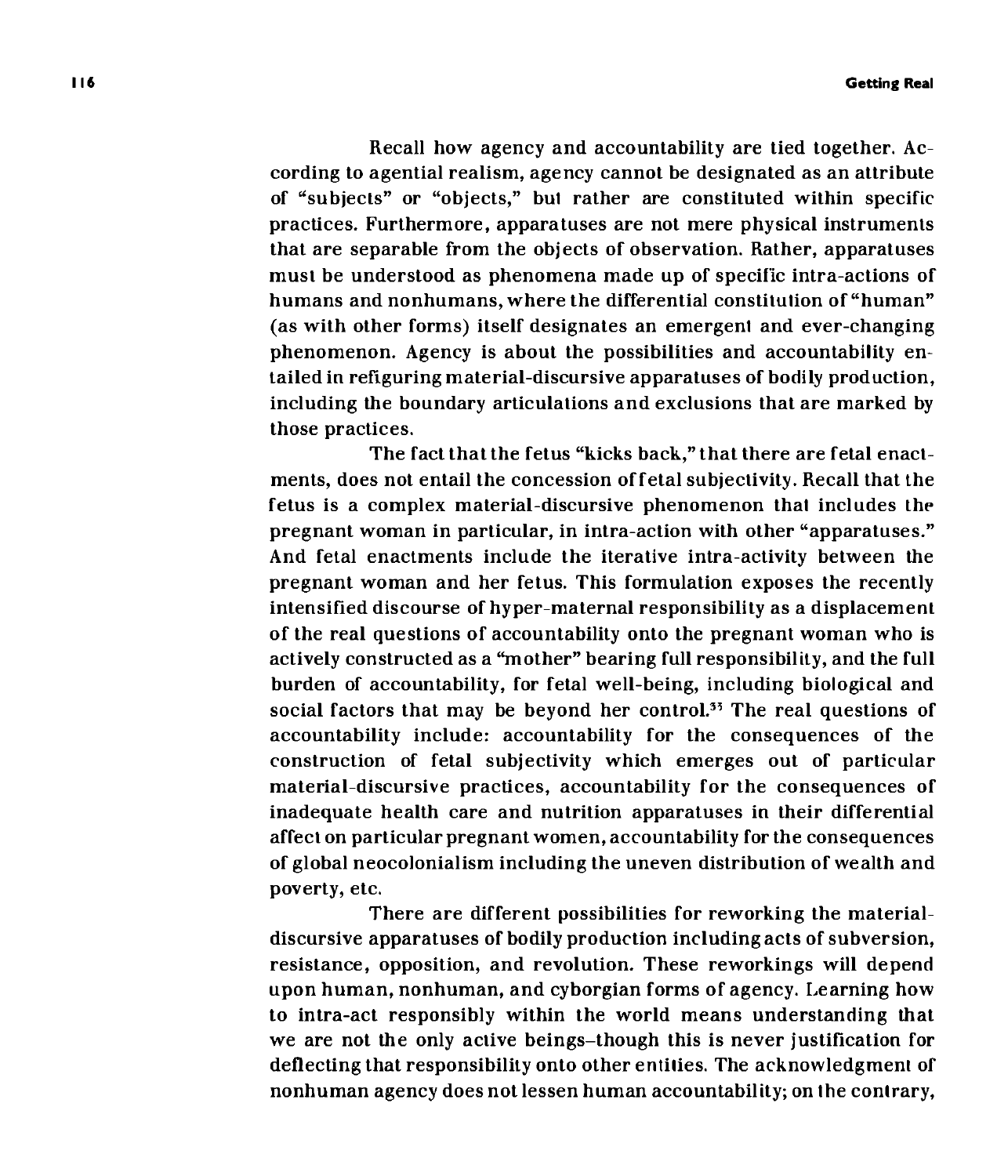Recall how agency and accountability are tied together. According to agential realism, agency cannot be designated as an attribute of "subjects" or "objects," but rather are constituted within specific practices. Furthermore, apparatuses are not mere physical instruments that are separable from the objects of observation. Rather, apparatuses must be understood as phenomena made up of specific intra-actions of humans and nonhumans, where the differential constitution of "human" (as with other forms) itself designates an emergent and ever-changing phenomenon. Agency is about the possibilities and accountability entailed in refiguring material-discursive apparatuses of bodily production, including the boundary articulations and exclusions that are marked by those practices.

The fact that the fetus "kicks back," that there are fetal enactments, does not entail the concession of fetal subjectivity. Recall that the fetus is a complex material-discursive phenomenon that includes the pregnant woman in particular, in intra-action with other "apparatuses." And fetal enactments include the iterative intra-activity between the pregnant woman and her fetus. This formulation exposes the recently intensified discourse of hyper-maternal responsibility as a displacement of the real questions of accountability onto the pregnant woman who is actively constructed as a "mother" bearing full responsibility, and the full burden of accountability, for fetal well-being, including biological and social factors that may be beyond her control.[35] The real questions of accountability include: accountability for the consequences of the construction of fetal subjectivity which emerges out of particular material-discursive practices, accountability for the consequences of inadequate health care and nutrition apparatuses in their differential affect on particular pregnant women, accountability for the consequences of global neocolonialism including the uneven distribution of wealth and poverty, etc.

There are different possibilities for reworking the material-discursive apparatuses of bodily production including acts of subversion, resistance, opposition, and revolution. These reworkings will depend upon human, nonhuman, and cyborgian forms of agency. Learning how to intra-act responsibly within the world means understanding that we are not the only active beings–though this is never justification for deflecting that responsibility onto other entities. The acknowledgment of nonhuman agency does not lessen human accountability; on the contrary,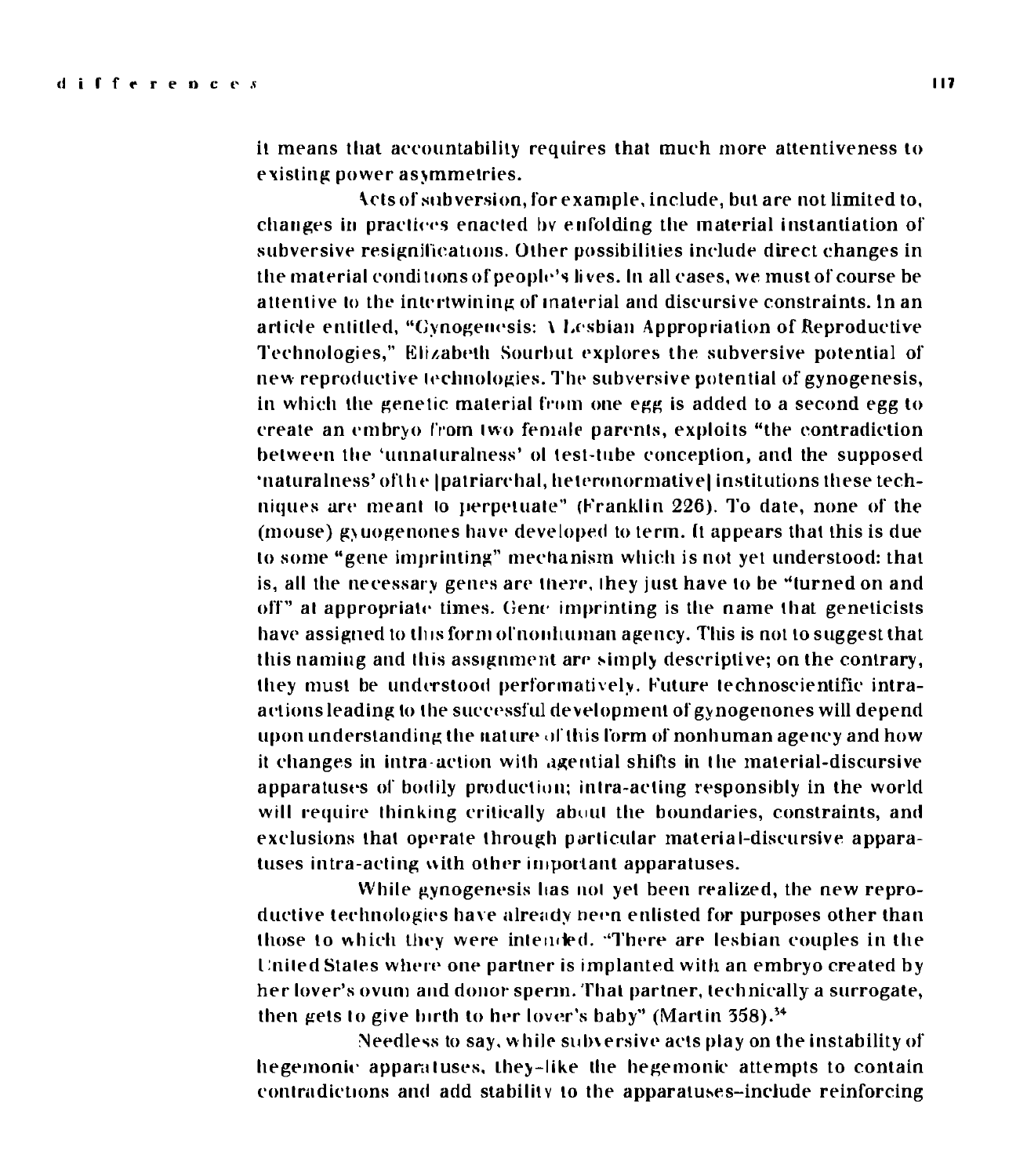it means that accountability requires that much more attentiveness to existing power asymmetries.

Acts of subversion, for example, include, but are not limited to, changes in practices enacted by enfolding the material instantiation of subversive resignifications. Other possibilities include direct changes in the material conditions of people's lives. In all cases, we must of course be attentive to the intertwining of material and discursive constraints. In an article entitled, "Gynogenesis: A Lesbian Appropriation of Reproductive Technologies," Elizabeth Sourbut explores the subversive potential of new reproductive technologies. The subversive potential of gynogenesis, in which the genetic material from one egg is added to a second egg to create an embryo from two female parents, exploits "the contradiction between the 'unnaturalness' of test-tube conception, and the supposed 'naturalness' of the [patriarchal, heteronormative] institutions these techniques are meant to perpetuate" (Franklin 226). To date, none of the (mouse) gynogenones have developed to term. It appears that this is due to some "gene imprinting" mechanism which is not yet understood: that is, all the necessary genes are there, they just have to be "turned on and off" at appropriate times. Gene imprinting is the name that geneticists have assigned to this form of nonhuman agency. This is not to suggest that this naming and this assignment are simply descriptive; on the contrary, they must be understood performatively. Future technoscientific intra-actions leading to the successful development of gynogenones will depend upon understanding the nature of this form of nonhuman agency and how it changes in intra-action with agential shifts in the material-discursive apparatuses of bodily production; intra-acting responsibly in the world will require thinking critically about the boundaries, constraints, and exclusions that operate through particular material-discursive apparatuses intra-acting with other important apparatuses.

While gynogenesis has not yet been realized, the new reproductive technologies have already been enlisted for purposes other than those to which they were intended. "There are lesbian couples in the United States where one partner is implanted with an embryo created by her lover's ovum and donor sperm. That partner, technically a surrogate, then gets to give birth to her lover's baby" (Martin 358).[34]

Needless to say, while subversive acts play on the instability of hegemonic apparatuses, they–like the hegemonic attempts to contain contradictions and add stability to the apparatuses–include reinforcing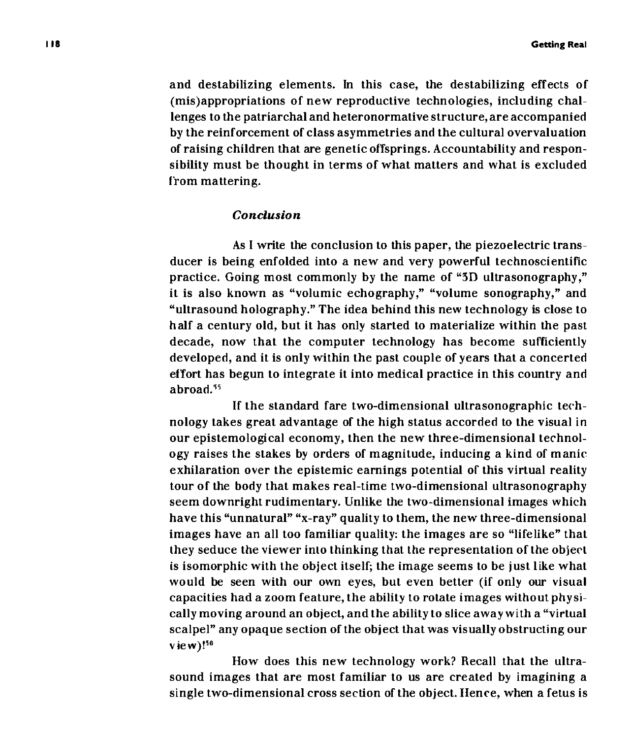and destabilizing elements. In this case, the destabilizing effects of (mis)appropriations of new reproductive technologies, including challenges to the patriarchal and heteronormative structure, are accompanied by the reinforcement of class asymmetries and the cultural overvaluation of raising children that are genetic offsprings. Accountability and responsibility must be thought in terms of what matters and what is excluded from mattering.

### *Conclusion*

As I write the conclusion to this paper, the piezoelectric transducer is being enfolded into a new and very powerful technoscientific practice. Going most commonly by the name of "3D ultrasonography," it is also known as "volumic echography," "volume sonography," and "ultrasound holography." The idea behind this new technology is close to half a century old, but it has only started to materialize within the past decade, now that the computer technology has become sufficiently developed, and it is only within the past couple of years that a concerted effort has begun to integrate it into medical practice in this country and abroad.[35]

If the standard fare two-dimensional ultrasonographic technology takes great advantage of the high status accorded to the visual in our epistemological economy, then the new three-dimensional technology raises the stakes by orders of magnitude, inducing a kind of manic exhilaration over the epistemic earnings potential of this virtual reality tour of the body that makes real-time two-dimensional ultrasonography seem downright rudimentary. Unlike the two-dimensional images which have this "unnatural" "x-ray" quality to them, the new three-dimensional images have an all too familiar quality: the images are so "lifelike" that they seduce the viewer into thinking that the representation of the object is isomorphic with the object itself; the image seems to be just like what would be seen with our own eyes, but even better (if only our visual capacities had a zoom feature, the ability to rotate images without physically moving around an object, and the ability to slice away with a "virtual scalpel" any opaque section of the object that was visually obstructing our view)![36]

How does this new technology work? Recall that the ultrasound images that are most familiar to us are created by imagining a single two-dimensional cross section of the object. Hence, when a fetus is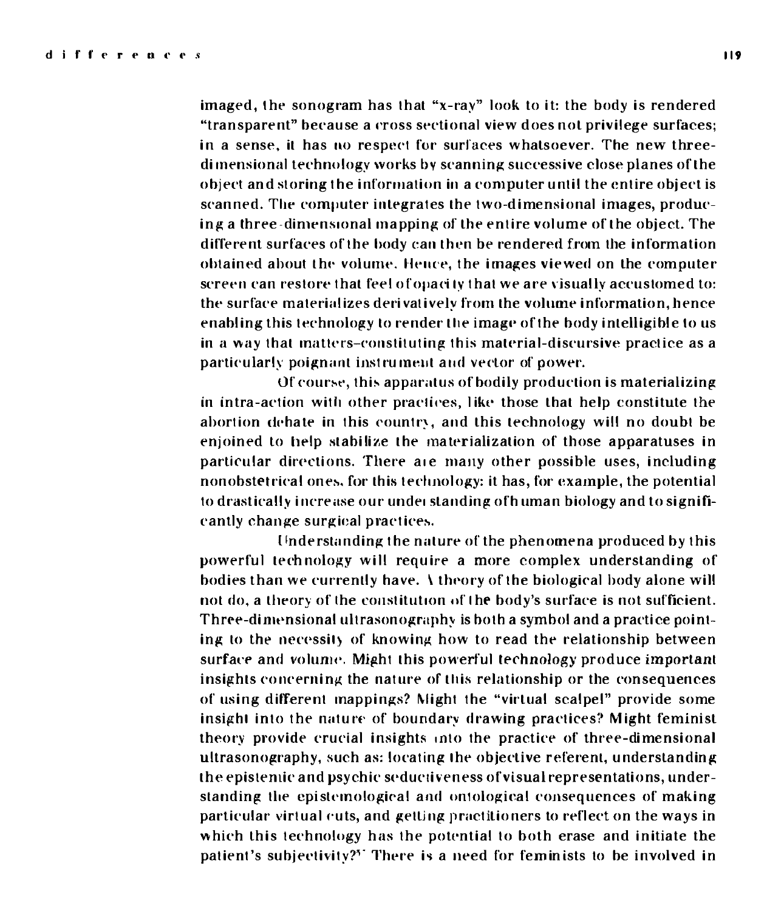imaged, the sonogram has that "x-ray" look to it: the body is rendered "transparent" because a cross sectional view does not privilege surfaces; in a sense, it has no respect for surfaces whatsoever. The new three-dimensional technology works by scanning successive close planes of the object and storing the information in a computer until the entire object is scanned. The computer integrates the two-dimensional images, producing a three-dimensional mapping of the entire volume of the object. The different surfaces of the body can then be rendered from the information obtained about the volume. Hence, the images viewed on the computer screen can restore that feel of opacity that we are visually accustomed to: the surface materializes derivatively from the volume information, hence enabling this technology to render the image of the body intelligible to us in a way that matters–constituting this material-discursive practice as a particularly poignant instrument and vector of power.

Of course, this apparatus of bodily production is materializing in intra-action with other practices, like those that help constitute the abortion debate in this country, and this technology will no doubt be enjoined to help stabilize the materialization of those apparatuses in particular directions. There are many other possible uses, including nonobstetrical ones, for this technology: it has, for example, the potential to drastically increase our understanding of human biology and to significantly change surgical practices.

Understanding the nature of the phenomena produced by this powerful technology will require a more complex understanding of bodies than we currently have. A theory of the biological body alone will not do, a theory of the constitution of the body's surface is not sufficient. Three-dimensional ultrasonography is both a symbol and a practice pointing to the necessity of knowing how to read the relationship between surface and volume. Might this powerful technology produce important insights concerning the nature of this relationship or the consequences of using different mappings? Might the "virtual scalpel" provide some insight into the nature of boundary drawing practices? Might feminist theory provide crucial insights into the practice of three-dimensional ultrasonography, such as: locating the objective referent, understanding the epistemic and psychic seductiveness of visual representations, understanding the epistemological and ontological consequences of making particular virtual cuts, and getting practitioners to reflect on the ways in which this technology has the potential to both erase and initiate the patient's subjectivity?[37] There is a need for feminists to be involved in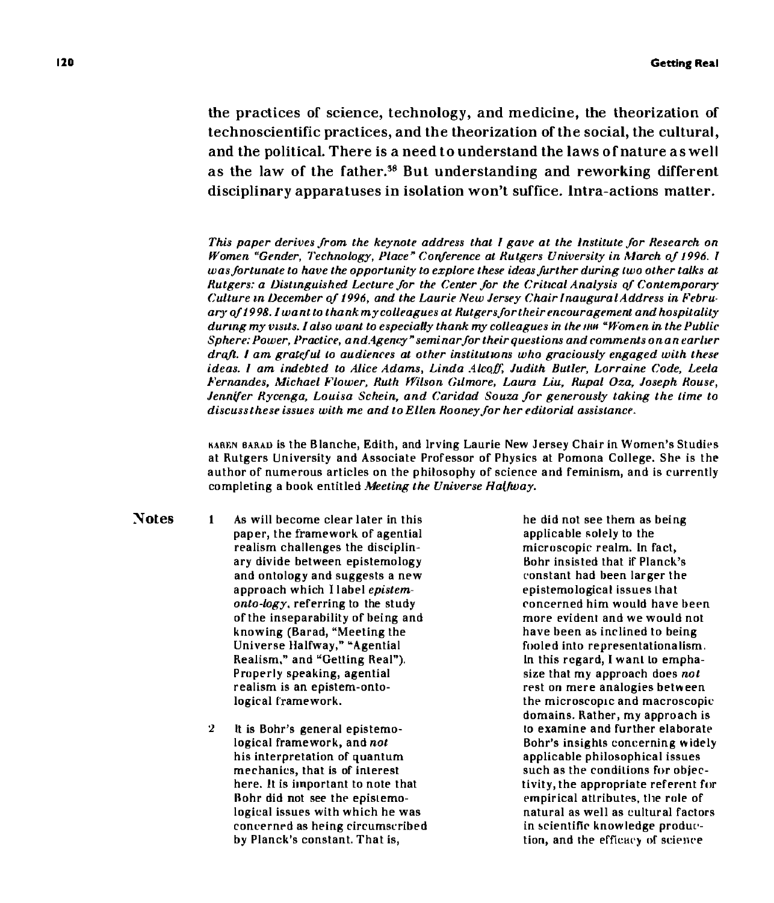the practices of science, technology, and medicine, the theorization of technoscientific practices, and the theorization of the social, the cultural, and the political. There is a need to understand the laws of nature as well as the law of the father.[38] But understanding and reworking different disciplinary apparatuses in isolation won't suffice. Intra-actions matter.

*This paper derives from the keynote address that I gave at the Institute for Research on Women "Gender, Technology, Place" Conference at Rutgers University in March of 1996. I was fortunate to have the opportunity to explore these ideas further during two other talks at Rutgers: a Distinguished Lecture for the Center for the Critical Analysis of Contemporary Culture in December of 1996, and the Laurie New Jersey Chair Inaugural Address in February of 1998. I want to thank my colleagues at Rutgers for their encouragement and hospitality during my visits. I also want to especially thank my colleagues in the IRW "Women in the Public Sphere: Power, Practice, and Agency" seminar for their questions and comments on an earlier draft. I am grateful to audiences at other institutions who graciously engaged with these ideas. I am indebted to Alice Adams, Linda Alcoff, Judith Butler, Lorraine Code, Leela Fernandes, Michael Flower, Ruth Wilson Gilmore, Laura Liu, Rupal Oza, Joseph Rouse, Jennifer Rycenga, Louisa Schein, and Caridad Souza for generously taking the time to discuss these issues with me and to Ellen Rooney for her editorial assistance.*

KAREN BARAD is the Blanche, Edith, and Irving Laurie New Jersey Chair in Women's Studies at Rutgers University and Associate Professor of Physics at Pomona College. She is the author of numerous articles on the philosophy of science and feminism, and is currently completing a book entitled *Meeting the Universe Halfway.*

## Notes

1 As will become clear later in this paper, the framework of agential realism challenges the disciplinary divide between epistemology and ontology and suggests a new approach which I label *epistem-onto-logy*, referring to the study of the inseparability of being and knowing (Barad, "Meeting the Universe Halfway," "Agential Realism," and "Getting Real"). Properly speaking, agential realism is an epistem-onto-logical framework.

2 It is Bohr's general epistemological framework, and *not* his interpretation of quantum mechanics, that is of interest here. It is important to note that Bohr did not see the epistemological issues with which he was concerned as being circumscribed by Planck's constant. That is, he did not see them as being applicable solely to the microscopic realm. In fact, Bohr insisted that if Planck's constant had been larger the epistemological issues that concerned him would have been more evident and we would not have been as inclined to being fooled into representationalism. In this regard, I want to emphasize that my approach does *not* rest on mere analogies between the microscopic and macroscopic domains. Rather, my approach is to examine and further elaborate Bohr's insights concerning widely applicable philosophical issues such as the conditions for objectivity, the appropriate referent for empirical attributes, the role of natural as well as cultural factors in scientific knowledge production, and the efficacy of science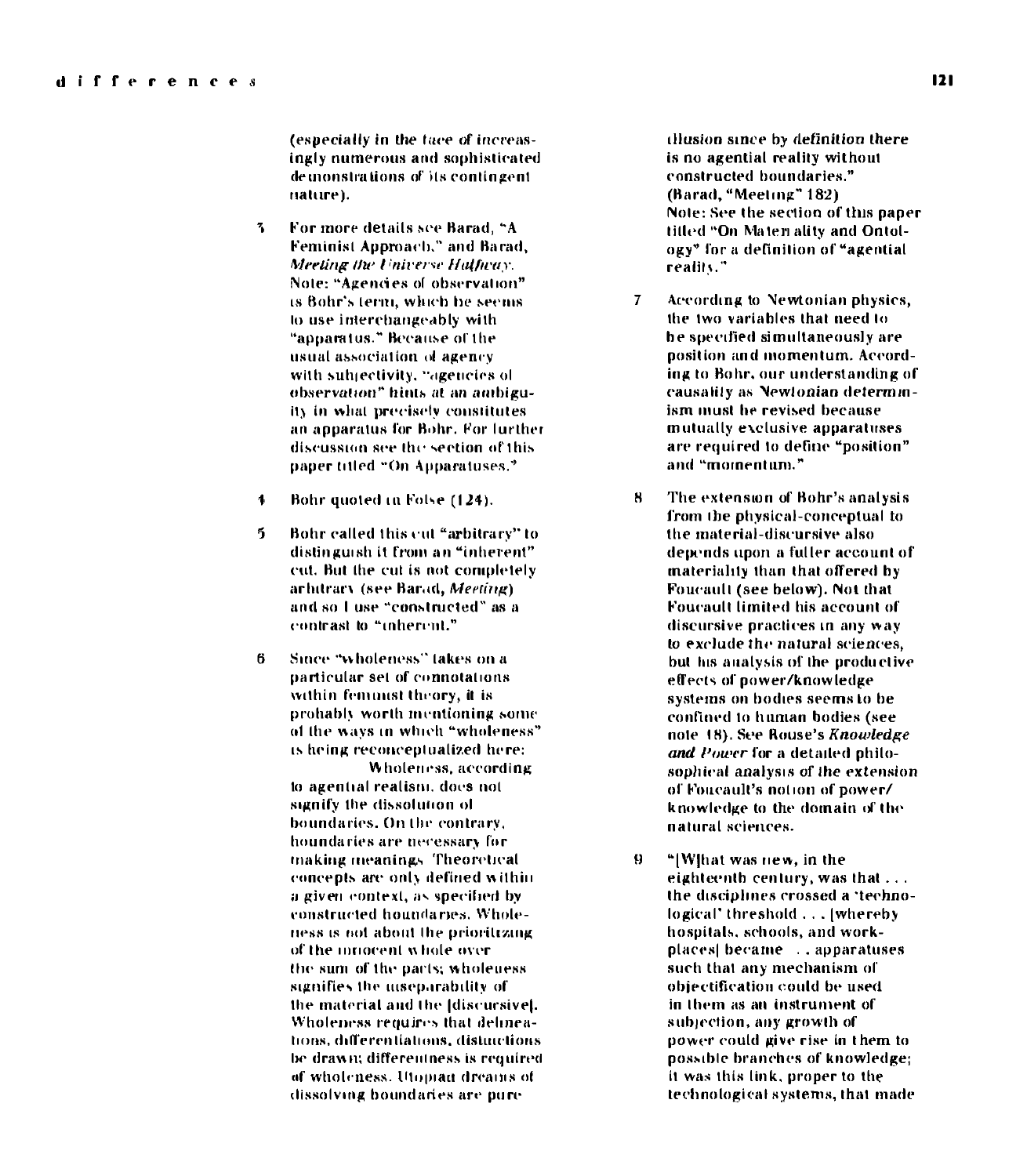(especially in the face of increasingly numerous and sophisticated demonstrations of its contingent nature).

3 For more details see Barad, "A Feminist Approach," and Barad, *Meeting the Universe Halfway*. Note: "Agencies of observation" is Bohr's term, which he seems to use interchangeably with "apparatus." Because of the usual association of agency with subjectivity, "agencies of observation" hints at an ambiguity in what precisely constitutes an apparatus for Bohr. For further discussion see the section of this paper titled "On Apparatuses."

4 Bohr quoted in Folse (124).

5 Bohr called this cut "arbitrary" to distinguish it from an "inherent" cut. But the cut is not completely arbitrary (see Barad, *Meeting*) and so I use "constructed" as a contrast to "inherent."

6 Since "wholeness" takes on a particular set of connotations within feminist theory, it is probably worth mentioning some of the ways in which "wholeness" is being reconceptualized here:

Wholeness, according to agential realism, does not signify the dissolution of boundaries. On the contrary, boundaries are necessary for making meanings. Theoretical concepts are only defined within a given context, as specified by constructed boundaries. Wholeness is not about the prioritizing of the innocent whole over the sum of the parts; wholeness signifies the inseparability of the material and the [discursive]. Wholeness requires that delineations, differentiations, distinctions be drawn; differentness is required of wholeness. Utopian dreams of dissolving boundaries are pure illusion since by definition there is no agential reality without constructed boundaries." (Barad, "Meeting" 182)

Note: See the section of this paper titled "On Materiality and Ontology" for a definition of "agential reality."

7 According to Newtonian physics, the two variables that need to be specified simultaneously are position and momentum. According to Bohr, our understanding of causality as Newtonian determinism must be revised because mutually exclusive apparatuses are required to define "position" and "momentum."

8 The extension of Bohr's analysis from the physical-conceptual to the material-discursive also depends upon a fuller account of materiality than that offered by Foucault (see below). Not that Foucault limited his account of discursive practices in any way to exclude the natural sciences, but his analysis of the productive effects of power/knowledge systems on bodies seems to be confined to human bodies (see note 18). See Rouse's *Knowledge and Power* for a detailed philosophical analysis of the extension of Foucault's notion of power/knowledge to the domain of the natural sciences.

9 "[W]hat was new, in the eighteenth century, was that . . . the disciplines crossed a 'technological' threshold . . . [whereby hospitals, schools, and workplaces] became . . . apparatuses such that any mechanism of objectification could be used in them as an instrument of subjection, any growth of power could give rise in them to possible branches of knowledge; it was this link, proper to the technological systems, that made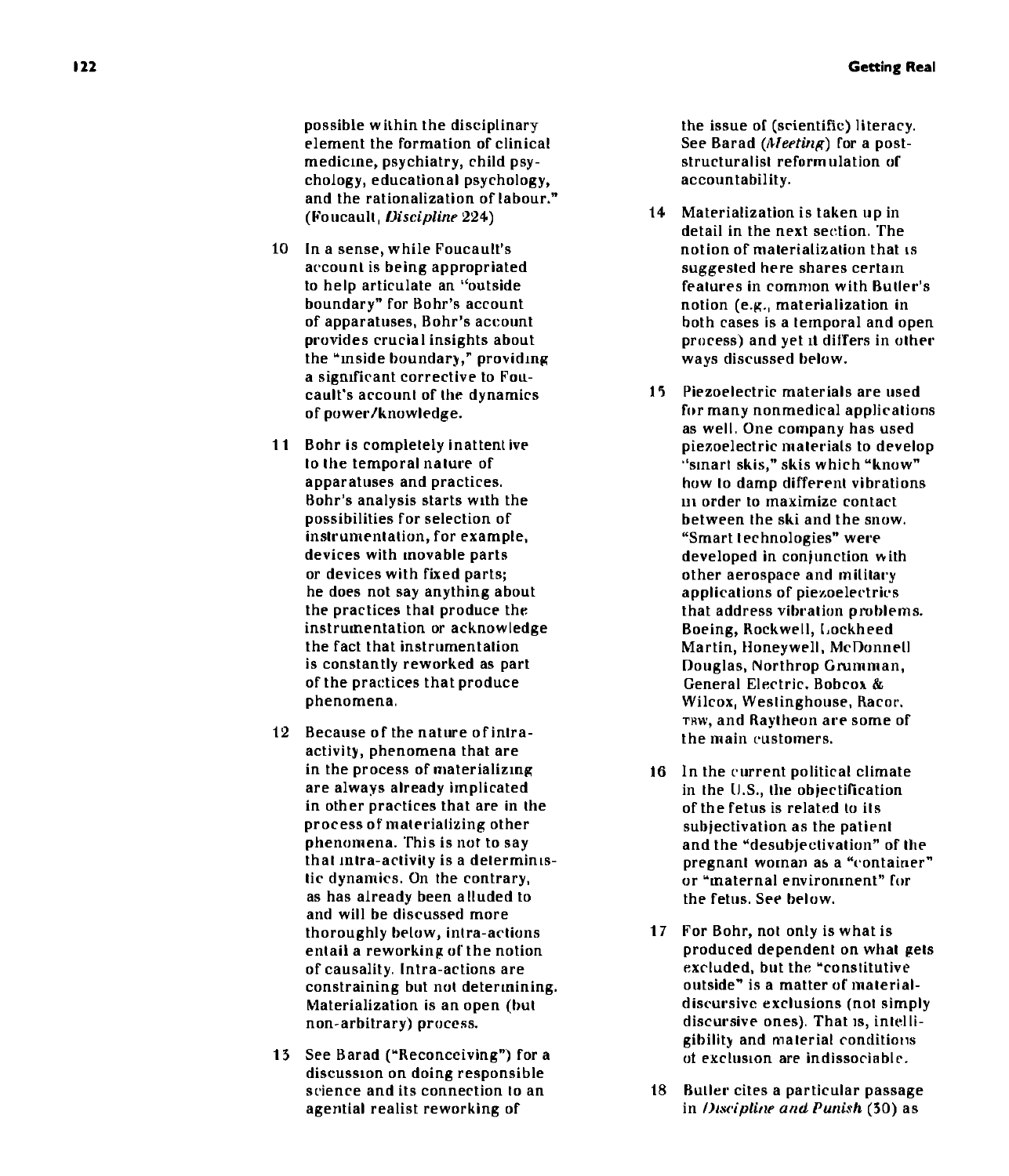possible within the disciplinary element the formation of clinical medicine, psychiatry, child psychology, educational psychology, and the rationalization of labour." (Foucault, *Discipline* 224)

10 In a sense, while Foucault's account is being appropriated to help articulate an "outside boundary" for Bohr's account of apparatuses, Bohr's account provides crucial insights about the "inside boundary," providing a significant corrective to Foucault's account of the dynamics of power/knowledge.

11 Bohr is completely inattentive to the temporal nature of apparatuses and practices. Bohr's analysis starts with the possibilities for selection of instrumentation, for example, devices with movable parts or devices with fixed parts; he does not say anything about the practices that produce the instrumentation or acknowledge the fact that instrumentation is constantly reworked as part of the practices that produce phenomena.

12 Because of the nature of intra-activity, phenomena that are in the process of materializing are always already implicated in other practices that are in the process of materializing other phenomena. This is not to say that intra-activity is a deterministic dynamics. On the contrary, as has already been alluded to and will be discussed more thoroughly below, intra-actions entail a reworking of the notion of causality. Intra-actions are constraining but not determining. Materialization is an open (but non-arbitrary) process.

13 See Barad ("Reconceiving") for a discussion on doing responsible science and its connection to an agential realist reworking of the issue of (scientific) literacy. See Barad (*Meeting*) for a poststructuralist reformulation of accountability.

14 Materialization is taken up in detail in the next section. The notion of materialization that is suggested here shares certain features in common with Butler's notion (e.g., materialization in both cases is a temporal and open process) and yet it differs in other ways discussed below.

15 Piezoelectric materials are used for many nonmedical applications as well. One company has used piezoelectric materials to develop "smart skis," skis which "know" how to damp different vibrations in order to maximize contact between the ski and the snow. "Smart technologies" were developed in conjunction with other aerospace and military applications of piezoelectrics that address vibration problems. Boeing, Rockwell, Lockheed Martin, Honeywell, McDonnell Douglas, Northrop Grumman, General Electric, Bobcox & Wilcox, Westinghouse, Racor, TRW, and Raytheon are some of the main customers.

16 In the current political climate in the U.S., the objectification of the fetus is related to its subjectivation as the patient and the "desubjectivation" of the pregnant woman as a "container" or "maternal environment" for the fetus. See below.

17 For Bohr, not only is what is produced dependent on what gets excluded, but the "constitutive outside" is a matter of material-discursive exclusions (not simply discursive ones). That is, intelligibility and material conditions of exclusion are indissociable.

18 Butler cites a particular passage in *Discipline and Punish* (30) as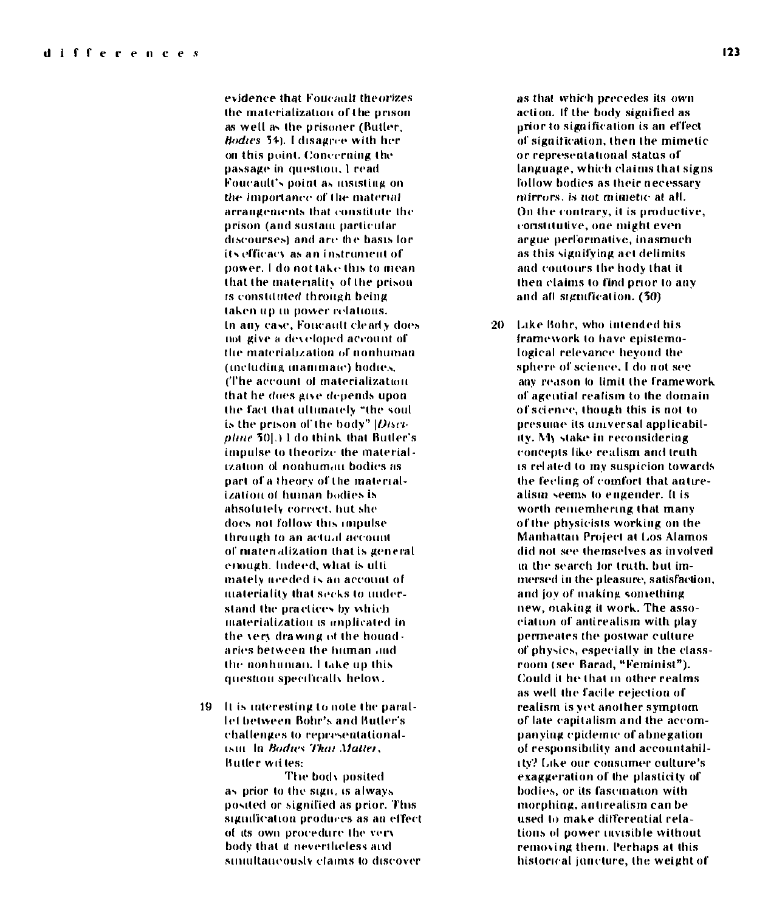evidence that Foucault theorizes the materialization of the prison as well as the prisoner (Butler, *Bodies* 34). I disagree with her on this point. Concerning the passage in question, I read Foucault's point as insisting on *the* importance of the material arrangements that constitute the prison (and sustain particular discourses) and are the basis for its efficacy as an instrument of power. I do not take this to mean that the materiality of the prison is *constituted* through being taken up in power relations. In any case, Foucault clearly does not give a developed account of the materialization of nonhuman (including inanimate) bodies. (The account of materialization that he *does* give depends upon the fact that ultimately "the soul is the prison of the body" [*Discipline* 30].) I do think that Butler's impulse to theorize the materialization of nonhuman bodies as part of a theory of the materialization of human bodies is absolutely correct, but she does not follow this impulse through to an actual account of materialization that is general enough. Indeed, what is ultimately needed is an account of materiality that seeks to understand the practices by which materialization is implicated in the very drawing of the boundaries between the human and the nonhuman. I take up this question specifically below.

19 It is interesting to note the parallel between Bohr's and Butler's challenges to representationalism. In *Bodies That Matter*, Butler writes:

> The body posited as prior to the sign, is always posited or signified as prior. This signification produces as an effect of its own procedure the very body that it nevertheless and simultaneously claims to discover as that which precedes its own action. If the body signified as prior to signification is an effect of signification, then the mimetic or representational status of language, which claims that signs follow bodies as their necessary *mirrors*, is not mimetic at all. On the contrary, it is productive, constitutive, one might even argue performative, inasmuch as this signifying act delimits and contours the body that it then claims to find prior to any and all signification. (30)

20 Like Bohr, who intended his framework to have epistemological relevance beyond the sphere of science, I do not see any reason to limit the framework of agential realism to the domain of science, though this is not to presume its universal applicability. My stake in reconsidering concepts like realism and truth is related to my suspicion towards the feeling of comfort that antirealism seems to engender. It is worth remembering that many of the physicists working on the Manhattan Project at Los Alamos did not see themselves as involved in the search for truth, but immersed in the pleasure, satisfaction, and joy of making something new, making it work. The association of antirealism with play permeates the postwar culture of physics, especially in the classroom (see Barad, "Feminist"). Could it be that in other realms as well the facile rejection of realism is yet another symptom of late capitalism and the accompanying epidemic of abnegation of responsibility and accountability? Like our consumer culture's exaggeration of the plasticity of bodies, or its fascination with morphing, antirealism can be used to make differential relations of power invisible without removing them. Perhaps at this historical juncture, the weight of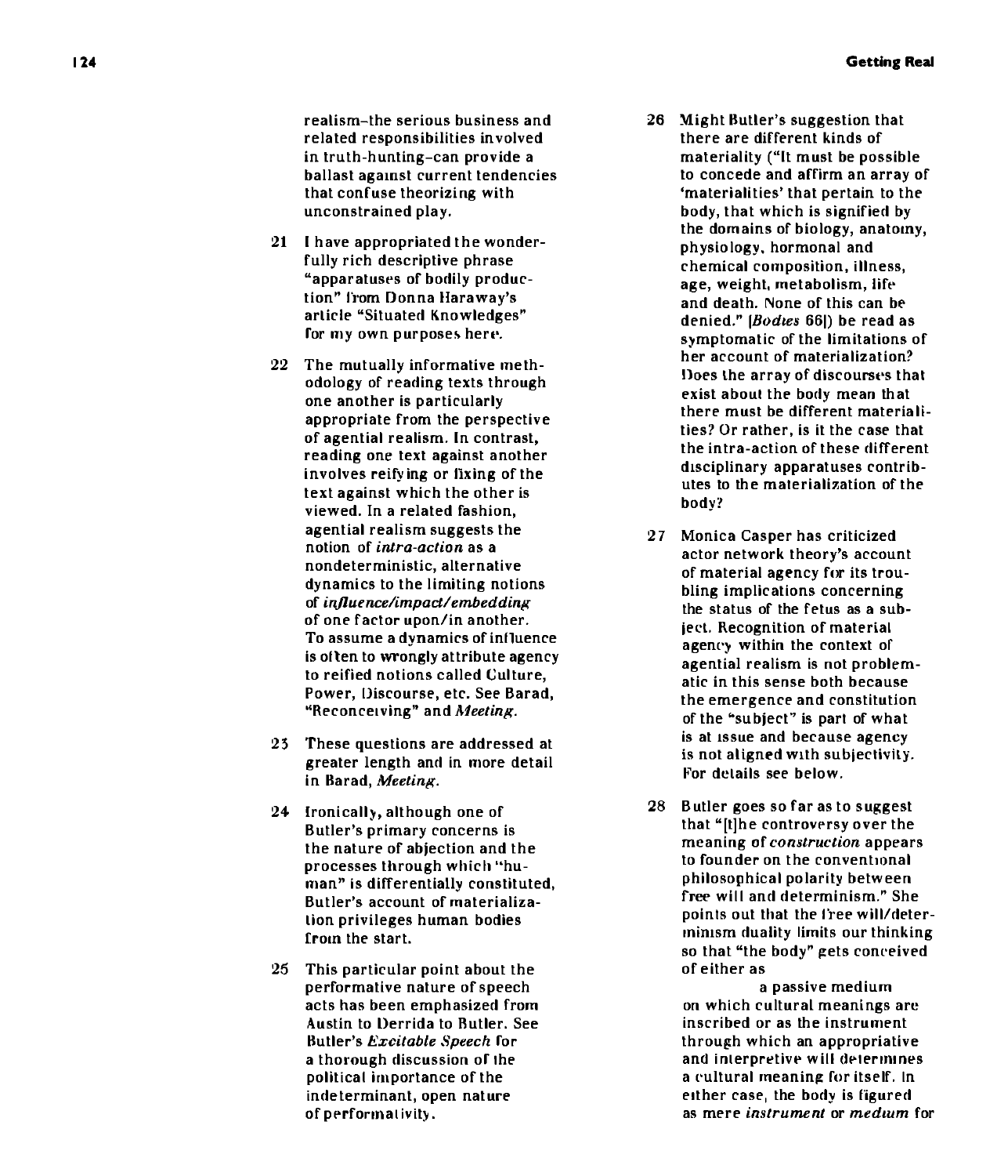realism–the serious business and related responsibilities involved in truth-hunting–can provide a ballast against current tendencies that confuse theorizing with unconstrained play.

21 I have appropriated the wonderfully rich descriptive phrase "apparatuses of bodily production" from Donna Haraway's article "Situated Knowledges" for my own purposes here.

22 The mutually informative methodology of reading texts through one another is particularly appropriate from the perspective of agential realism. In contrast, reading one text against another involves reifying or fixing of the text against which the other is viewed. In a related fashion, agential realism suggests the notion of *intra-action* as a nondeterministic, alternative dynamics to the limiting notions of *influence/impact/embedding* of one factor upon/in another. To assume a dynamics of influence is often to wrongly attribute agency to reified notions called Culture, Power, Discourse, etc. See Barad, "Reconceiving" and *Meeting*.

23 These questions are addressed at greater length and in more detail in Barad, *Meeting*.

24 Ironically, although one of Butler's primary concerns is the nature of abjection and the processes through which "human" is differentially constituted, Butler's account of materialization privileges human bodies from the start.

25 This particular point about the performative nature of speech acts has been emphasized from Austin to Derrida to Butler. See Butler's *Excitable Speech* for a thorough discussion of the political importance of the indeterminant, open nature of performativity.

26 Might Butler's suggestion that there are different kinds of materiality ("It must be possible to concede and affirm an array of 'materialities' that pertain to the body, that which is signified by the domains of biology, anatomy, physiology, hormonal and chemical composition, illness, age, weight, metabolism, life and death. None of this can be denied." [*Bodies* 66]) be read as symptomatic of the limitations of her account of materialization? Does the array of discourses that exist about the body mean that there must be different materialities? Or rather, is it the case that the intra-action of these different disciplinary apparatuses contributes to the materialization of the body?

27 Monica Casper has criticized actor network theory's account of material agency for its troubling implications concerning the status of the fetus as a subject. Recognition of material agency within the context of agential realism is not problematic in this sense both because the emergence and constitution of the "subject" is part of what is at issue and because agency is not aligned with subjectivity. For details see below.

28 Butler goes so far as to suggest that "[t]he controversy over the meaning of *construction* appears to founder on the conventional philosophical polarity between free will and determinism." She points out that the free will/determinism duality limits our thinking so that "the body" gets conceived of either as

> a passive medium on which cultural meanings are inscribed or as the instrument through which an appropriative and interpretive will determines a cultural meaning for itself. In either case, the body is figured as mere *instrument* or *medium* for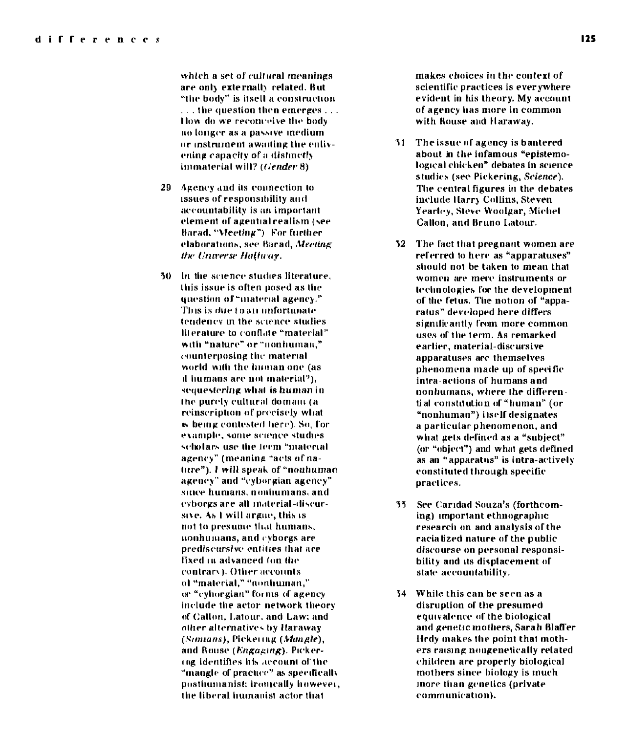which a set of cultural meanings are only externally related. But "the body" is itself a construction . . . the question then emerges . . . How do we reconceive the body no longer as a passive medium or instrument awaiting the enlivening capacity of a distinctly immaterial will? (*Gender* 8)

29 Agency and its connection to issues of responsibility and accountability is an important element of agential realism (see Barad, "Meeting"). For further elaborations, see Barad, *Meeting the Universe Halfway*.

30 In the science studies literature, this issue is often posed as the question of "material agency." This is due to an unfortunate tendency in the science studies literature to conflate "material" with "nature" or "nonhuman," counterposing the material world with the human one (as if humans are not material?), sequestering what is human in the purely cultural domain (a reinscription of precisely what is being contested here). So, for example, some science studies scholars use the term "material agency" (meaning "acts of nature"). I will speak of "nonhuman agency" and "cyborgian agency" since humans, nonhumans, and cyborgs are all material-discursive. As I will argue, this is not to presume that humans, nonhumans, and cyborgs are prediscursive entities that are fixed in advanced (on the contrary). Other accounts of "material," "nonhuman," or "cyborgian" forms of agency include the actor network theory of Callon, Latour, and Law; and other alternatives by Haraway (*Simians*), Pickering (*Mangle*), and Rouse (*Engaging*). Pickering identifies his account of the "mangle of practice" as specifically posthumanist; ironically however, the liberal humanist actor that makes choices in the context of scientific practices is everywhere evident in his theory. My account of agency has more in common with Rouse and Haraway.

31 The issue of agency is bantered about in the infamous "epistemological chicken" debates in science studies (see Pickering, *Science*). The central figures in the debates include Harry Collins, Steven Yearley, Steve Woolgar, Michel Callon, and Bruno Latour.

32 The fact that pregnant women are referred to here as "apparatuses" should not be taken to mean that women are mere instruments or technologies for the development of the fetus. The notion of "apparatus" developed here differs significantly from more common uses of the term. As remarked earlier, material-discursive apparatuses are themselves phenomena made up of specific intra-actions of humans and nonhumans, where the differential constitution of "human" (or "nonhuman") itself designates a particular phenomenon, and what gets defined as a "subject" (or "object") and what gets defined as an "apparatus" is intra-actively constituted through specific practices.

33 See Caridad Souza's (forthcoming) important ethnographic research on and analysis of the racialized nature of the public discourse on personal responsibility and its displacement of state accountability.

34 While this can be seen as a disruption of the presumed equivalence of the biological and genetic mothers, Sarah Blaffer Hrdy makes the point that mothers raising nongenetically related children are properly biological mothers since biology is much more than genetics (private communication).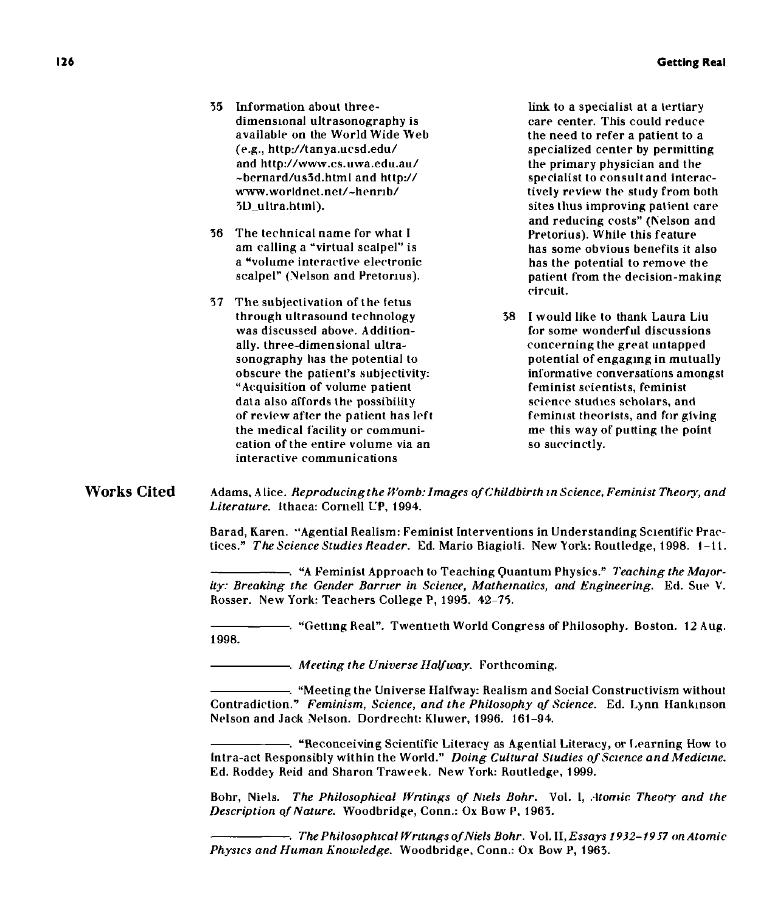35 Information about three-dimensional ultrasonography is available on the World Wide Web (e.g., http://tanya.ucsd.edu/ and http://www.cs.uwa.edu.au/~bernard/us3d.html and http://www.worldnet.net/~henrib/3D_ultra.html).

36 The technical name for what I am calling a "virtual scalpel" is a "volume interactive electronic scalpel" (Nelson and Pretorius).

37 The subjectivation of the fetus through ultrasound technology was discussed above. Additionally, three-dimensional ultrasonography has the potential to obscure the patient's subjectivity: "Acquisition of volume patient data also affords the possibility of review after the patient has left the medical facility or communication of the entire volume via an interactive communications link to a specialist at a tertiary care center. This could reduce the need to refer a patient to a specialized center by permitting the primary physician and the specialist to consult and interactively review the study from both sites thus improving patient care and reducing costs" (Nelson and Pretorius). While this feature has some obvious benefits it also has the potential to remove the patient from the decision-making circuit.

38 I would like to thank Laura Liu for some wonderful discussions concerning the great untapped potential of engaging in mutually informative conversations amongst feminist scientists, feminist science studies scholars, and feminist theorists, and for giving me this way of putting the point so succinctly.

## Works Cited

Adams, Alice. *Reproducing the Womb: Images of Childbirth in Science, Feminist Theory, and Literature.* Ithaca: Cornell UP, 1994.

Barad, Karen. "Agential Realism: Feminist Interventions in Understanding Scientific Practices." *The Science Studies Reader.* Ed. Mario Biagioli. New York: Routledge, 1998. 1–11.

———. "A Feminist Approach to Teaching Quantum Physics." *Teaching the Majority: Breaking the Gender Barrier in Science, Mathematics, and Engineering.* Ed. Sue V. Rosser. New York: Teachers College P, 1995. 42–75.

———. "Getting Real". Twentieth World Congress of Philosophy. Boston. 12 Aug. 1998.

———. *Meeting the Universe Halfway.* Forthcoming.

———. "Meeting the Universe Halfway: Realism and Social Constructivism without Contradiction." *Feminism, Science, and the Philosophy of Science.* Ed. Lynn Hankinson Nelson and Jack Nelson. Dordrecht: Kluwer, 1996. 161–94.

———. "Reconceiving Scientific Literacy as Agential Literacy, or Learning How to Intra-act Responsibly within the World." *Doing Cultural Studies of Science and Medicine.* Ed. Roddey Reid and Sharon Traweek. New York: Routledge, 1999.

Bohr, Niels. *The Philosophical Writings of Niels Bohr.* Vol. I, *Atomic Theory and the Description of Nature.* Woodbridge, Conn.: Ox Bow P, 1963.

———. *The Philosophical Writings of Niels Bohr.* Vol. II, *Essays 1932–1957 on Atomic Physics and Human Knowledge.* Woodbridge, Conn.: Ox Bow P, 1963.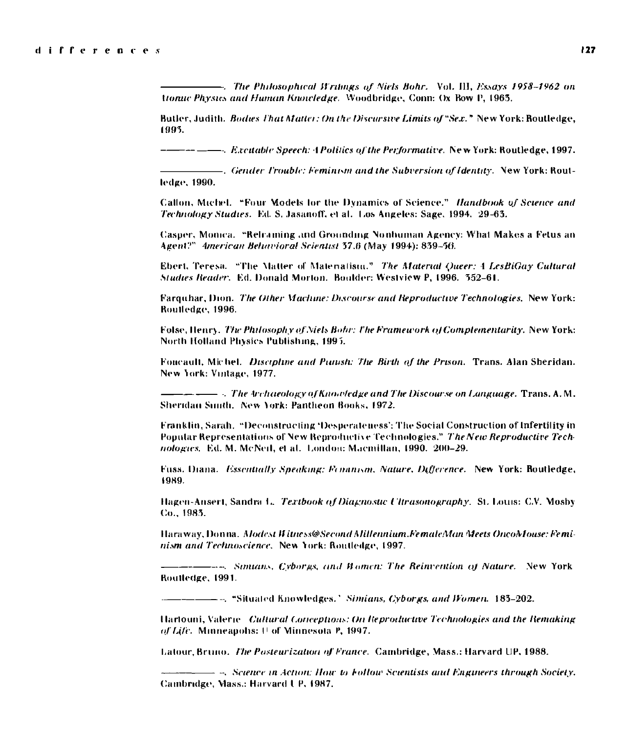———. *The Philosophical Writings of Niels Bohr.* Vol. III, *Essays 1958–1962 on Atomic Physics and Human Knowledge.* Woodbridge, Conn: Ox Bow P, 1963.

Butler, Judith. *Bodies That Matter: On the Discursive Limits of "Sex."* New York: Routledge, 1993.

———. *Excitable Speech: A Politics of the Performative.* New York: Routledge, 1997.

———. *Gender Trouble: Feminism and the Subversion of Identity.* New York: Routledge, 1990.

Callon, Michel. "Four Models for the Dynamics of Science." *Handbook of Science and Technology Studies.* Ed. S. Jasanoff, et al. Los Angeles: Sage, 1994. 29–63.

Casper, Monica. "Reframing and Grounding Nonhuman Agency: What Makes a Fetus an Agent?" *American Behavioral Scientist* 37.6 (May 1994): 839–56.

Ebert, Teresa. "The Matter of Materialism." *The Material Queer: A LesBiGay Cultural Studies Reader.* Ed. Donald Morton. Boulder: Westview P, 1996. 352–61.

Farquhar, Dion. *The Other Machine: Discourse and Reproductive Technologies.* New York: Routledge, 1996.

Folse, Henry. *The Philosophy of Niels Bohr: The Framework of Complementarity.* New York: North Holland Physics Publishing, 1985.

Foucault, Michel. *Discipline and Punish: The Birth of the Prison.* Trans. Alan Sheridan. New York: Vintage, 1977.

———. *The Archaeology of Knowledge and The Discourse on Language.* Trans. A. M. Sheridan Smith. New York: Pantheon Books, 1972.

Franklin, Sarah. "Deconstructing 'Desperateness': The Social Construction of Infertility in Popular Representations of New Reproductive Technologies." *The New Reproductive Technologies.* Ed. M. McNeil, et al. London: Macmillan, 1990. 200–29.

Fuss, Diana. *Essentially Speaking: Feminism, Nature, Difference.* New York: Routledge, 1989.

Hagen-Ansert, Sandra L. *Textbook of Diagnostic Ultrasonography.* St. Louis: C.V. Mosby Co., 1983.

Haraway, Donna. *Modest Witness@Second Millennium.FemaleMan Meets OncoMouse: Feminism and Technoscience.* New York: Routledge, 1997.

———. *Simians, Cyborgs, and Women: The Reinvention of Nature.* New York Routledge, 1991.

———. "Situated Knowledges." *Simians, Cyborgs, and Women.* 183–202.

Hartouni, Valerie. *Cultural Conceptions: On Reproductive Technologies and the Remaking of Life.* Minneapolis: U of Minnesota P, 1997.

Latour, Bruno. *The Pasteurization of France.* Cambridge, Mass.: Harvard UP, 1988.

———. *Science in Action: How to Follow Scientists and Engineers through Society.* Cambridge, Mass.: Harvard UP, 1987.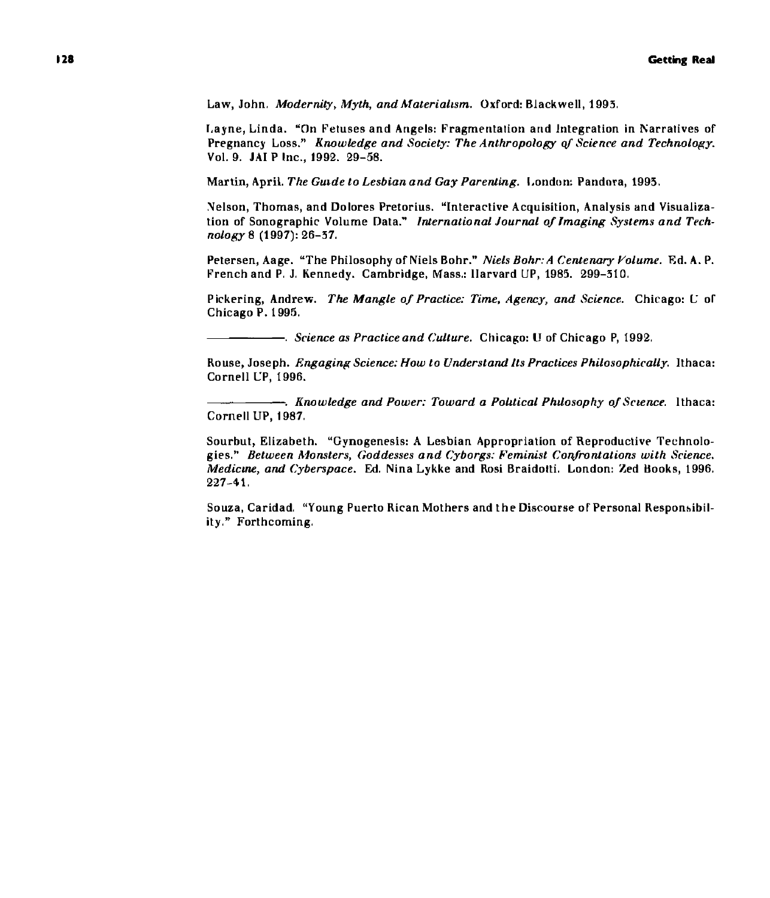Law, John. *Modernity, Myth, and Materialism.* Oxford: Blackwell, 1995.

Layne, Linda. "On Fetuses and Angels: Fragmentation and Integration in Narratives of Pregnancy Loss." *Knowledge and Society: The Anthropology of Science and Technology.* Vol. 9. JAI P Inc., 1992. 29–58.

Martin, April. *The Guide to Lesbian and Gay Parenting.* London: Pandora, 1995.

Nelson, Thomas, and Dolores Pretorius. "Interactive Acquisition, Analysis and Visualization of Sonographic Volume Data." *International Journal of Imaging Systems and Technology* 8 (1997): 26–37.

Petersen, Aage. "The Philosophy of Niels Bohr." *Niels Bohr: A Centenary Volume.* Ed. A. P. French and P. J. Kennedy. Cambridge, Mass.: Harvard UP, 1985. 299–310.

Pickering, Andrew. *The Mangle of Practice: Time, Agency, and Science.* Chicago: U of Chicago P, 1995.

———. *Science as Practice and Culture.* Chicago: U of Chicago P, 1992.

Rouse, Joseph. *Engaging Science: How to Understand Its Practices Philosophically.* Ithaca: Cornell UP, 1996.

———. *Knowledge and Power: Toward a Political Philosophy of Science.* Ithaca: Cornell UP, 1987.

Sourbut, Elizabeth. "Gynogenesis: A Lesbian Appropriation of Reproductive Technologies." *Between Monsters, Goddesses and Cyborgs: Feminist Confrontations with Science, Medicine, and Cyberspace.* Ed. Nina Lykke and Rosi Braidotti. London: Zed Books, 1996. 227–41.

Souza, Caridad. "Young Puerto Rican Mothers and the Discourse of Personal Responsibility." Forthcoming.